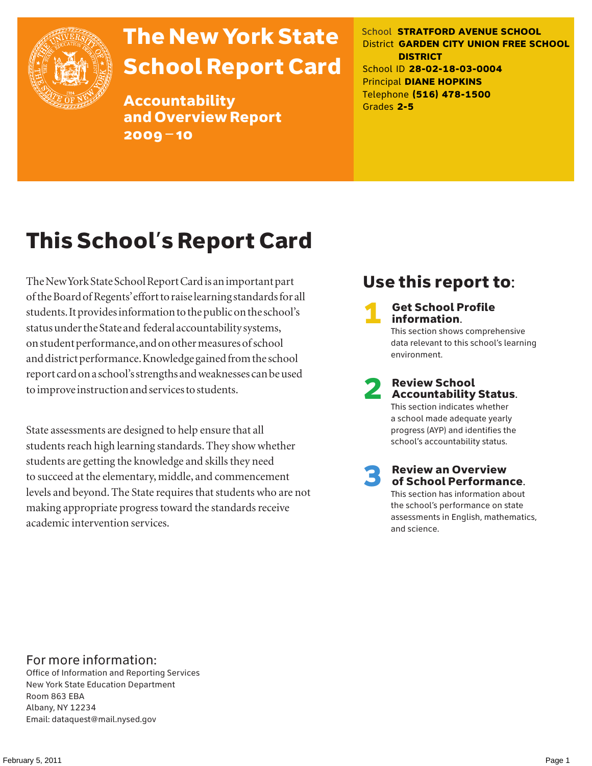# The New York State School Report Card

## Accountability and Overview Report 2009–10

School **STRATFORD AVENUE SCHOOL**
District **GARDEN CITY UNION FREE SCHOOL DISTRICT**
School ID **28-02-18-03-0004**
Principal **DIANE HOPKINS**
Telephone **(516) 478-1500**
Grades **2-5**

# This School's Report Card

The New York State School Report Card is an important part of the Board of Regents' effort to raise learning standards for all students. It provides information to the public on the school's status under the State and federal accountability systems, on student performance, and on other measures of school and district performance. Knowledge gained from the school report card on a school's strengths and weaknesses can be used to improve instruction and services to students.

State assessments are designed to help ensure that all students reach high learning standards. They show whether students are getting the knowledge and skills they need to succeed at the elementary, middle, and commencement levels and beyond. The State requires that students who are not making appropriate progress toward the standards receive academic intervention services.

## Use this report to:

1. **Get School Profile information.** This section shows comprehensive data relevant to this school's learning environment.
2. **Review School Accountability Status.** This section indicates whether a school made adequate yearly progress (AYP) and identifies the school's accountability status.
3. **Review an Overview of School Performance.** This section has information about the school's performance on state assessments in English, mathematics, and science.

For more information:
Office of Information and Reporting Services
New York State Education Department
Room 863 EBA
Albany, NY 12234
Email: dataquest@mail.nysed.gov

February 5, 2011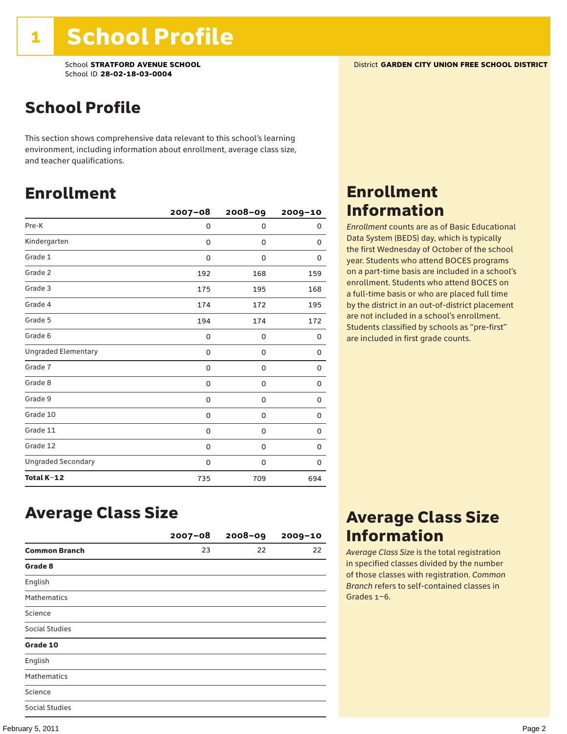# 1 School Profile

School **STRATFORD AVENUE SCHOOL**
School ID **28-02-18-03-0004**

District **GARDEN CITY UNION FREE SCHOOL DISTRICT**

## School Profile

This section shows comprehensive data relevant to this school's learning environment, including information about enrollment, average class size, and teacher qualifications.

## Enrollment

| | 2007–08 | 2008–09 | 2009–10 |
|---|---|---|---|
| Pre-K | 0 | 0 | 0 |
| Kindergarten | 0 | 0 | 0 |
| Grade 1 | 0 | 0 | 0 |
| Grade 2 | 192 | 168 | 159 |
| Grade 3 | 175 | 195 | 168 |
| Grade 4 | 174 | 172 | 195 |
| Grade 5 | 194 | 174 | 172 |
| Grade 6 | 0 | 0 | 0 |
| Ungraded Elementary | 0 | 0 | 0 |
| Grade 7 | 0 | 0 | 0 |
| Grade 8 | 0 | 0 | 0 |
| Grade 9 | 0 | 0 | 0 |
| Grade 10 | 0 | 0 | 0 |
| Grade 11 | 0 | 0 | 0 |
| Grade 12 | 0 | 0 | 0 |
| Ungraded Secondary | 0 | 0 | 0 |
| **Total K–12** | 735 | 709 | 694 |

## Enrollment Information

*Enrollment* counts are as of Basic Educational Data System (BEDS) day, which is typically the first Wednesday of October of the school year. Students who attend BOCES programs on a part-time basis are included in a school's enrollment. Students who attend BOCES on a full-time basis or who are placed full time by the district in an out-of-district placement are not included in a school's enrollment. Students classified by schools as "pre-first" are included in first grade counts.

## Average Class Size

| | 2007–08 | 2008–09 | 2009–10 |
|---|---|---|---|
| **Common Branch** | 23 | 22 | 22 |
| **Grade 8** | | | |
| English | | | |
| Mathematics | | | |
| Science | | | |
| Social Studies | | | |
| **Grade 10** | | | |
| English | | | |
| Mathematics | | | |
| Science | | | |
| Social Studies | | | |

## Average Class Size Information

*Average Class Size* is the total registration in specified classes divided by the number of those classes with registration. *Common Branch* refers to self-contained classes in Grades 1–6.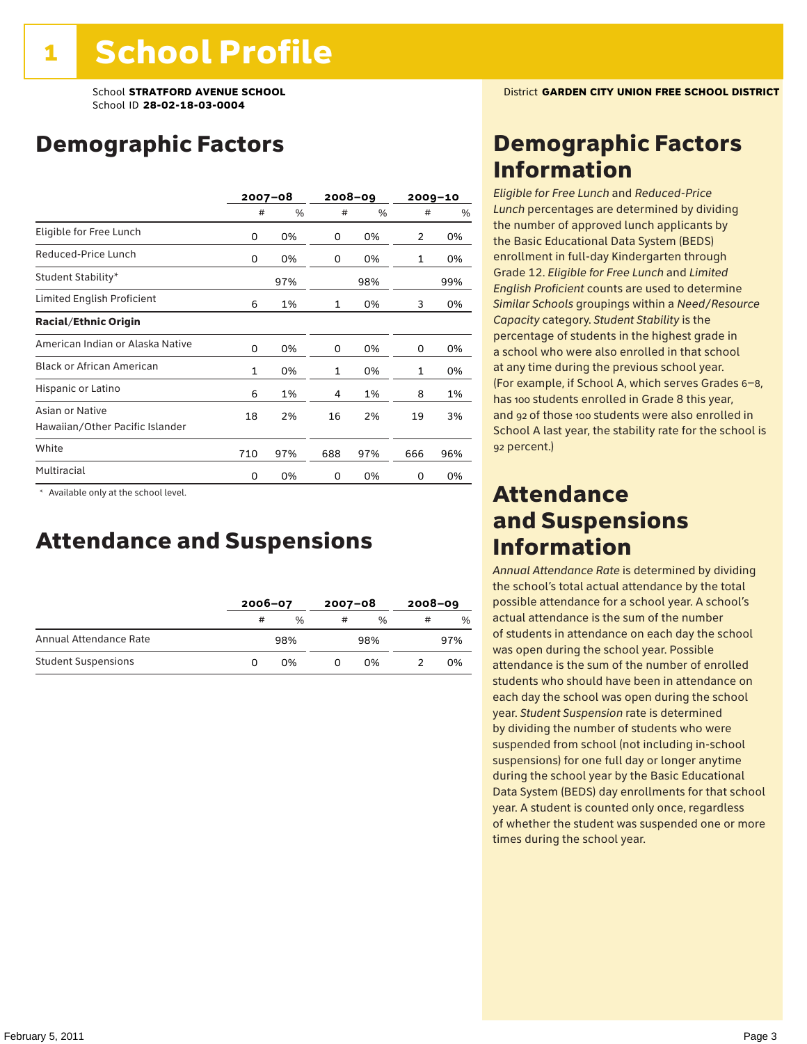# 1 School Profile

School **STRATFORD AVENUE SCHOOL**
School ID **28-02-18-03-0004**

District **GARDEN CITY UNION FREE SCHOOL DISTRICT**

## Demographic Factors

| | 2007–08 | | 2008–09 | | 2009–10 | |
|---|---|---|---|---|---|---|
| | # | % | # | % | # | % |
| Eligible for Free Lunch | 0 | 0% | 0 | 0% | 2 | 0% |
| Reduced-Price Lunch | 0 | 0% | 0 | 0% | 1 | 0% |
| Student Stability* | | 97% | | 98% | | 99% |
| Limited English Proficient | 6 | 1% | 1 | 0% | 3 | 0% |
| **Racial/Ethnic Origin** | | | | | | |
| American Indian or Alaska Native | 0 | 0% | 0 | 0% | 0 | 0% |
| Black or African American | 1 | 0% | 1 | 0% | 1 | 0% |
| Hispanic or Latino | 6 | 1% | 4 | 1% | 8 | 1% |
| Asian or Native Hawaiian/Other Pacific Islander | 18 | 2% | 16 | 2% | 19 | 3% |
| White | 710 | 97% | 688 | 97% | 666 | 96% |
| Multiracial | 0 | 0% | 0 | 0% | 0 | 0% |

\* Available only at the school level.

## Attendance and Suspensions

| | 2006–07 | | 2007–08 | | 2008–09 | |
|---|---|---|---|---|---|---|
| | # | % | # | % | # | % |
| Annual Attendance Rate | | 98% | | 98% | | 97% |
| Student Suspensions | 0 | 0% | 0 | 0% | 2 | 0% |

## Demographic Factors Information

*Eligible for Free Lunch* and *Reduced-Price Lunch* percentages are determined by dividing the number of approved lunch applicants by the Basic Educational Data System (BEDS) enrollment in full-day Kindergarten through Grade 12. *Eligible for Free Lunch* and *Limited English Proficient* counts are used to determine *Similar Schools* groupings within a *Need/Resource Capacity* category. *Student Stability* is the percentage of students in the highest grade in a school who were also enrolled in that school at any time during the previous school year. (For example, if School A, which serves Grades 6–8, has 100 students enrolled in Grade 8 this year, and 92 of those 100 students were also enrolled in School A last year, the stability rate for the school is 92 percent.)

## Attendance and Suspensions Information

*Annual Attendance Rate* is determined by dividing the school's total actual attendance by the total possible attendance for a school year. A school's actual attendance is the sum of the number of students in attendance on each day the school was open during the school year. Possible attendance is the sum of the number of enrolled students who should have been in attendance on each day the school was open during the school year. *Student Suspension* rate is determined by dividing the number of students who were suspended from school (not including in-school suspensions) for one full day or longer anytime during the school year by the Basic Educational Data System (BEDS) day enrollments for that school year. A student is counted only once, regardless of whether the student was suspended one or more times during the school year.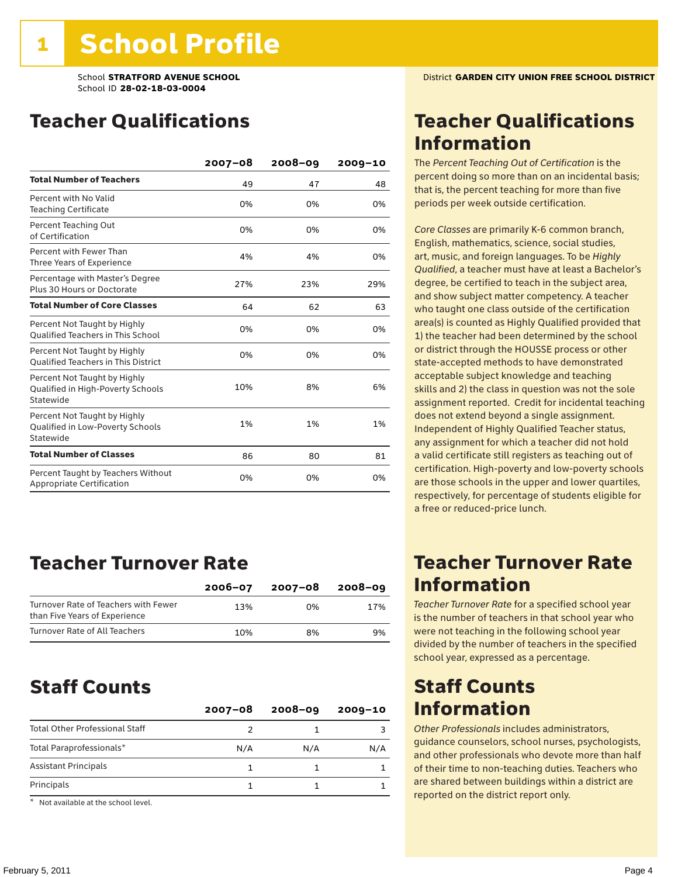# 1 School Profile

School **STRATFORD AVENUE SCHOOL**
School ID **28-02-18-03-0004**

District **GARDEN CITY UNION FREE SCHOOL DISTRICT**

## Teacher Qualifications

| | 2007–08 | 2008–09 | 2009–10 |
|---|---|---|---|
| **Total Number of Teachers** | 49 | 47 | 48 |
| Percent with No Valid Teaching Certificate | 0% | 0% | 0% |
| Percent Teaching Out of Certification | 0% | 0% | 0% |
| Percent with Fewer Than Three Years of Experience | 4% | 4% | 0% |
| Percentage with Master's Degree Plus 30 Hours or Doctorate | 27% | 23% | 29% |
| **Total Number of Core Classes** | 64 | 62 | 63 |
| Percent Not Taught by Highly Qualified Teachers in This School | 0% | 0% | 0% |
| Percent Not Taught by Highly Qualified Teachers in This District | 0% | 0% | 0% |
| Percent Not Taught by Highly Qualified in High-Poverty Schools Statewide | 10% | 8% | 6% |
| Percent Not Taught by Highly Qualified in Low-Poverty Schools Statewide | 1% | 1% | 1% |
| **Total Number of Classes** | 86 | 80 | 81 |
| Percent Taught by Teachers Without Appropriate Certification | 0% | 0% | 0% |

## Teacher Qualifications Information

The *Percent Teaching Out of Certification* is the percent doing so more than on an incidental basis; that is, the percent teaching for more than five periods per week outside certification.

*Core Classes* are primarily K-6 common branch, English, mathematics, science, social studies, art, music, and foreign languages. To be *Highly Qualified*, a teacher must have at least a Bachelor's degree, be certified to teach in the subject area, and show subject matter competency. A teacher who taught one class outside of the certification area(s) is counted as Highly Qualified provided that 1) the teacher had been determined by the school or district through the HOUSSE process or other state-accepted methods to have demonstrated acceptable subject knowledge and teaching skills and 2) the class in question was not the sole assignment reported. Credit for incidental teaching does not extend beyond a single assignment. Independent of Highly Qualified Teacher status, any assignment for which a teacher did not hold a valid certificate still registers as teaching out of certification. High-poverty and low-poverty schools are those schools in the upper and lower quartiles, respectively, for percentage of students eligible for a free or reduced-price lunch.

## Teacher Turnover Rate

| | 2006–07 | 2007–08 | 2008–09 |
|---|---|---|---|
| Turnover Rate of Teachers with Fewer than Five Years of Experience | 13% | 0% | 17% |
| Turnover Rate of All Teachers | 10% | 8% | 9% |

## Teacher Turnover Rate Information

*Teacher Turnover Rate* for a specified school year is the number of teachers in that school year who were not teaching in the following school year divided by the number of teachers in the specified school year, expressed as a percentage.

## Staff Counts

| | 2007–08 | 2008–09 | 2009–10 |
|---|---|---|---|
| Total Other Professional Staff | 2 | 1 | 3 |
| Total Paraprofessionals* | N/A | N/A | N/A |
| Assistant Principals | 1 | 1 | 1 |
| Principals | 1 | 1 | 1 |

\* Not available at the school level.

## Staff Counts Information

*Other Professionals* includes administrators, guidance counselors, school nurses, psychologists, and other professionals who devote more than half of their time to non-teaching duties. Teachers who are shared between buildings within a district are reported on the district report only.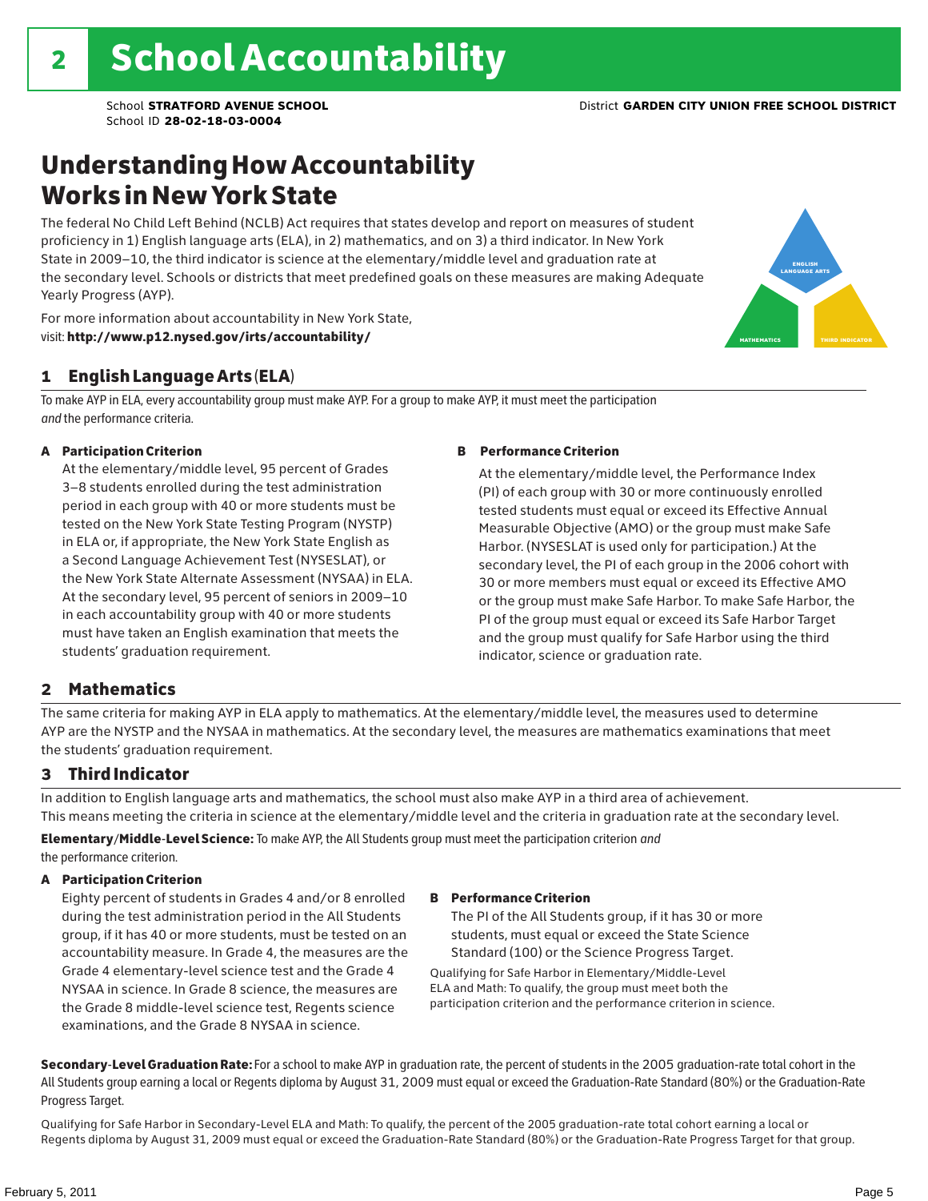# 2 School Accountability

School **STRATFORD AVENUE SCHOOL**
School ID **28-02-18-03-0004**

District **GARDEN CITY UNION FREE SCHOOL DISTRICT**

## Understanding How Accountability Works in New York State

The federal No Child Left Behind (NCLB) Act requires that states develop and report on measures of student proficiency in 1) English language arts (ELA), in 2) mathematics, and on 3) a third indicator. In New York State in 2009–10, the third indicator is science at the elementary/middle level and graduation rate at the secondary level. Schools or districts that meet predefined goals on these measures are making Adequate Yearly Progress (AYP).

For more information about accountability in New York State, visit: **http://www.p12.nysed.gov/irts/accountability/**

ENGLISH LANGUAGE ARTS
MATHEMATICS
THIRD INDICATOR

### 1 English Language Arts (ELA)

To make AYP in ELA, every accountability group must make AYP. For a group to make AYP, it must meet the participation *and* the performance criteria.

**A Participation Criterion**

At the elementary/middle level, 95 percent of Grades 3–8 students enrolled during the test administration period in each group with 40 or more students must be tested on the New York State Testing Program (NYSTP) in ELA or, if appropriate, the New York State English as a Second Language Achievement Test (NYSESLAT), or the New York State Alternate Assessment (NYSAA) in ELA. At the secondary level, 95 percent of seniors in 2009–10 in each accountability group with 40 or more students must have taken an English examination that meets the students' graduation requirement.

**B Performance Criterion**

At the elementary/middle level, the Performance Index (PI) of each group with 30 or more continuously enrolled tested students must equal or exceed its Effective Annual Measurable Objective (AMO) or the group must make Safe Harbor. (NYSESLAT is used only for participation.) At the secondary level, the PI of each group in the 2006 cohort with 30 or more members must equal or exceed its Effective AMO or the group must make Safe Harbor. To make Safe Harbor, the PI of the group must equal or exceed its Safe Harbor Target and the group must qualify for Safe Harbor using the third indicator, science or graduation rate.

### 2 Mathematics

The same criteria for making AYP in ELA apply to mathematics. At the elementary/middle level, the measures used to determine AYP are the NYSTP and the NYSAA in mathematics. At the secondary level, the measures are mathematics examinations that meet the students' graduation requirement.

### 3 Third Indicator

In addition to English language arts and mathematics, the school must also make AYP in a third area of achievement. This means meeting the criteria in science at the elementary/middle level and the criteria in graduation rate at the secondary level.

**Elementary/Middle-Level Science:** To make AYP, the All Students group must meet the participation criterion *and* the performance criterion.

**A Participation Criterion**

Eighty percent of students in Grades 4 and/or 8 enrolled during the test administration period in the All Students group, if it has 40 or more students, must be tested on an accountability measure. In Grade 4, the measures are the Grade 4 elementary-level science test and the Grade 4 NYSAA in science. In Grade 8 science, the measures are the Grade 8 middle-level science test, Regents science examinations, and the Grade 8 NYSAA in science.

**B Performance Criterion**

The PI of the All Students group, if it has 30 or more students, must equal or exceed the State Science Standard (100) or the Science Progress Target.

Qualifying for Safe Harbor in Elementary/Middle-Level ELA and Math: To qualify, the group must meet both the participation criterion and the performance criterion in science.

**Secondary-Level Graduation Rate:** For a school to make AYP in graduation rate, the percent of students in the 2005 graduation-rate total cohort in the All Students group earning a local or Regents diploma by August 31, 2009 must equal or exceed the Graduation-Rate Standard (80%) or the Graduation-Rate Progress Target.

Qualifying for Safe Harbor in Secondary-Level ELA and Math: To qualify, the percent of the 2005 graduation-rate total cohort earning a local or Regents diploma by August 31, 2009 must equal or exceed the Graduation-Rate Standard (80%) or the Graduation-Rate Progress Target for that group.

February 5, 2011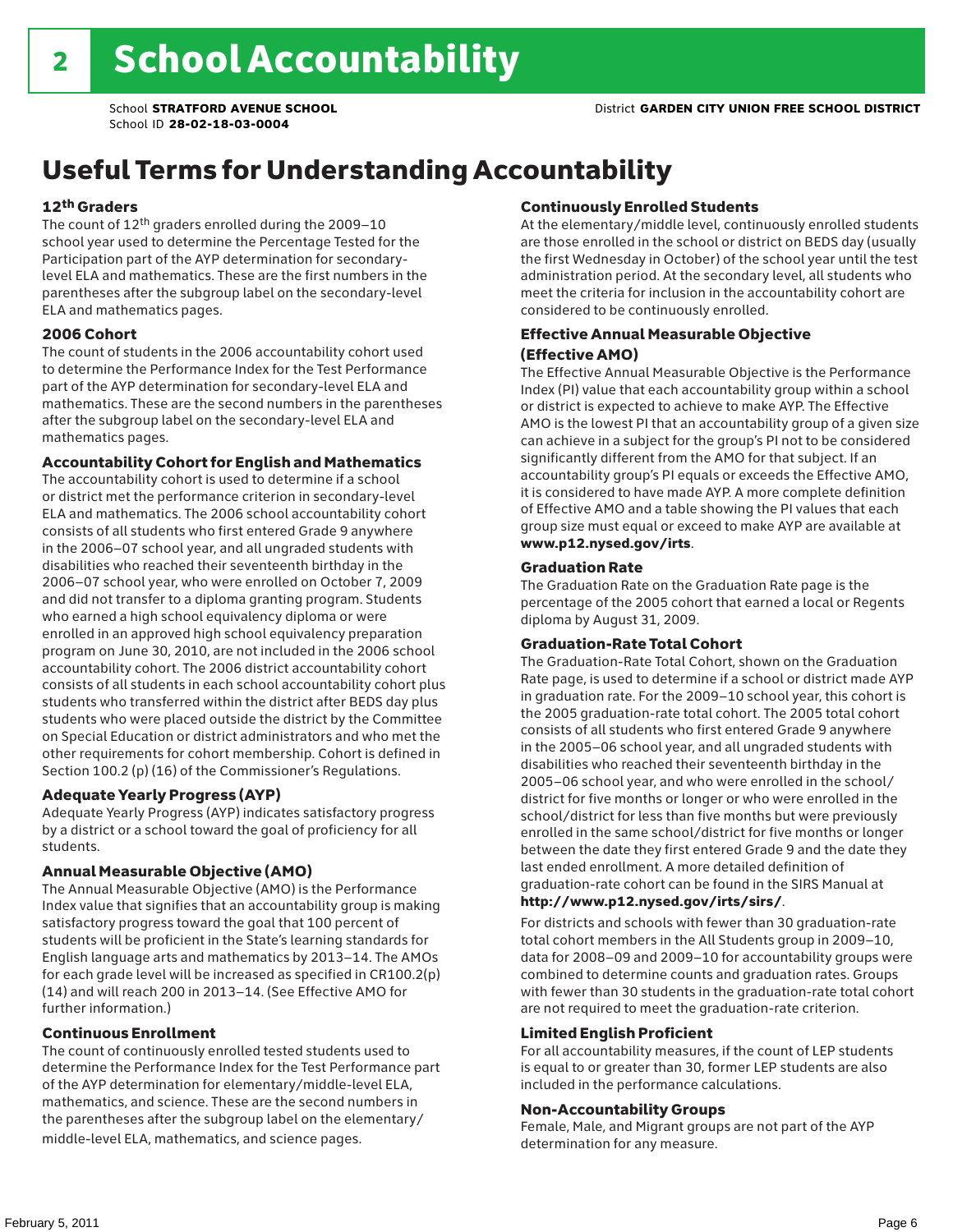# 2 School Accountability

School **STRATFORD AVENUE SCHOOL**
School ID **28-02-18-03-0004**
District **GARDEN CITY UNION FREE SCHOOL DISTRICT**

## Useful Terms for Understanding Accountability

### 12th Graders

The count of 12th graders enrolled during the 2009–10 school year used to determine the Percentage Tested for the Participation part of the AYP determination for secondary-level ELA and mathematics. These are the first numbers in the parentheses after the subgroup label on the secondary-level ELA and mathematics pages.

### 2006 Cohort

The count of students in the 2006 accountability cohort used to determine the Performance Index for the Test Performance part of the AYP determination for secondary-level ELA and mathematics. These are the second numbers in the parentheses after the subgroup label on the secondary-level ELA and mathematics pages.

### Accountability Cohort for English and Mathematics

The accountability cohort is used to determine if a school or district met the performance criterion in secondary-level ELA and mathematics. The 2006 school accountability cohort consists of all students who first entered Grade 9 anywhere in the 2006–07 school year, and all ungraded students with disabilities who reached their seventeenth birthday in the 2006–07 school year, who were enrolled on October 7, 2009 and did not transfer to a diploma granting program. Students who earned a high school equivalency diploma or were enrolled in an approved high school equivalency preparation program on June 30, 2010, are not included in the 2006 school accountability cohort. The 2006 district accountability cohort consists of all students in each school accountability cohort plus students who transferred within the district after BEDS day plus students who were placed outside the district by the Committee on Special Education or district administrators and who met the other requirements for cohort membership. Cohort is defined in Section 100.2 (p) (16) of the Commissioner's Regulations.

### Adequate Yearly Progress (AYP)

Adequate Yearly Progress (AYP) indicates satisfactory progress by a district or a school toward the goal of proficiency for all students.

### Annual Measurable Objective (AMO)

The Annual Measurable Objective (AMO) is the Performance Index value that signifies that an accountability group is making satisfactory progress toward the goal that 100 percent of students will be proficient in the State's learning standards for English language arts and mathematics by 2013–14. The AMOs for each grade level will be increased as specified in CR100.2(p)(14) and will reach 200 in 2013–14. (See Effective AMO for further information.)

### Continuous Enrollment

The count of continuously enrolled tested students used to determine the Performance Index for the Test Performance part of the AYP determination for elementary/middle-level ELA, mathematics, and science. These are the second numbers in the parentheses after the subgroup label on the elementary/middle-level ELA, mathematics, and science pages.

### Continuously Enrolled Students

At the elementary/middle level, continuously enrolled students are those enrolled in the school or district on BEDS day (usually the first Wednesday in October) of the school year until the test administration period. At the secondary level, all students who meet the criteria for inclusion in the accountability cohort are considered to be continuously enrolled.

### Effective Annual Measurable Objective (Effective AMO)

The Effective Annual Measurable Objective is the Performance Index (PI) value that each accountability group within a school or district is expected to achieve to make AYP. The Effective AMO is the lowest PI that an accountability group of a given size can achieve in a subject for the group's PI not to be considered significantly different from the AMO for that subject. If an accountability group's PI equals or exceeds the Effective AMO, it is considered to have made AYP. A more complete definition of Effective AMO and a table showing the PI values that each group size must equal or exceed to make AYP are available at **www.p12.nysed.gov/irts**.

### Graduation Rate

The Graduation Rate on the Graduation Rate page is the percentage of the 2005 cohort that earned a local or Regents diploma by August 31, 2009.

### Graduation-Rate Total Cohort

The Graduation-Rate Total Cohort, shown on the Graduation Rate page, is used to determine if a school or district made AYP in graduation rate. For the 2009–10 school year, this cohort is the 2005 graduation-rate total cohort. The 2005 total cohort consists of all students who first entered Grade 9 anywhere in the 2005–06 school year, and all ungraded students with disabilities who reached their seventeenth birthday in the 2005–06 school year, and who were enrolled in the school/district for five months or longer or who were enrolled in the school/district for less than five months but were previously enrolled in the same school/district for five months or longer between the date they first entered Grade 9 and the date they last ended enrollment. A more detailed definition of graduation-rate cohort can be found in the SIRS Manual at **http://www.p12.nysed.gov/irts/sirs/**.

For districts and schools with fewer than 30 graduation-rate total cohort members in the All Students group in 2009–10, data for 2008–09 and 2009–10 for accountability groups were combined to determine counts and graduation rates. Groups with fewer than 30 students in the graduation-rate total cohort are not required to meet the graduation-rate criterion.

### Limited English Proficient

For all accountability measures, if the count of LEP students is equal to or greater than 30, former LEP students are also included in the performance calculations.

### Non-Accountability Groups

Female, Male, and Migrant groups are not part of the AYP determination for any measure.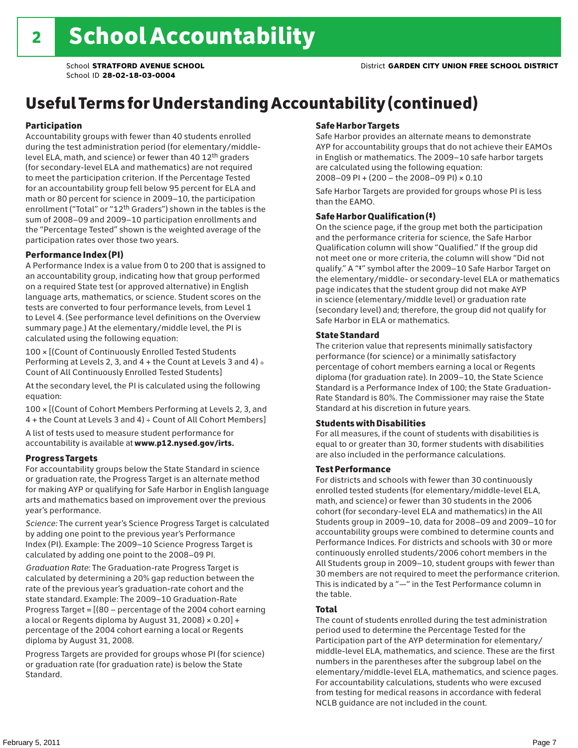# 2 School Accountability

School **STRATFORD AVENUE SCHOOL**
School ID **28-02-18-03-0004**
District **GARDEN CITY UNION FREE SCHOOL DISTRICT**

## Useful Terms for Understanding Accountability (continued)

### Participation

Accountability groups with fewer than 40 students enrolled during the test administration period (for elementary/middle-level ELA, math, and science) or fewer than 40 12th graders (for secondary-level ELA and mathematics) are not required to meet the participation criterion. If the Percentage Tested for an accountability group fell below 95 percent for ELA and math or 80 percent for science in 2009–10, the participation enrollment ("Total" or "12th Graders") shown in the tables is the sum of 2008–09 and 2009–10 participation enrollments and the "Percentage Tested" shown is the weighted average of the participation rates over those two years.

### Performance Index (PI)

A Performance Index is a value from 0 to 200 that is assigned to an accountability group, indicating how that group performed on a required State test (or approved alternative) in English language arts, mathematics, or science. Student scores on the tests are converted to four performance levels, from Level 1 to Level 4. (See performance level definitions on the Overview summary page.) At the elementary/middle level, the PI is calculated using the following equation:

100 × [(Count of Continuously Enrolled Tested Students Performing at Levels 2, 3, and 4 + the Count at Levels 3 and 4) ÷ Count of All Continuously Enrolled Tested Students]

At the secondary level, the PI is calculated using the following equation:

100 × [(Count of Cohort Members Performing at Levels 2, 3, and 4 + the Count at Levels 3 and 4) ÷ Count of All Cohort Members]

A list of tests used to measure student performance for accountability is available at **www.p12.nysed.gov/irts.**

### Progress Targets

For accountability groups below the State Standard in science or graduation rate, the Progress Target is an alternate method for making AYP or qualifying for Safe Harbor in English language arts and mathematics based on improvement over the previous year's performance.

*Science:* The current year's Science Progress Target is calculated by adding one point to the previous year's Performance Index (PI). Example: The 2009–10 Science Progress Target is calculated by adding one point to the 2008–09 PI.

*Graduation Rate*: The Graduation-rate Progress Target is calculated by determining a 20% gap reduction between the rate of the previous year's graduation-rate cohort and the state standard. Example: The 2009–10 Graduation-Rate Progress Target = [(80 – percentage of the 2004 cohort earning a local or Regents diploma by August 31, 2008) × 0.20] + percentage of the 2004 cohort earning a local or Regents diploma by August 31, 2008.

Progress Targets are provided for groups whose PI (for science) or graduation rate (for graduation rate) is below the State Standard.

### Safe Harbor Targets

Safe Harbor provides an alternate means to demonstrate AYP for accountability groups that do not achieve their EAMOs in English or mathematics. The 2009–10 safe harbor targets are calculated using the following equation:
2008–09 PI + (200 – the 2008–09 PI) × 0.10

Safe Harbor Targets are provided for groups whose PI is less than the EAMO.

### Safe Harbor Qualification (‡)

On the science page, if the group met both the participation and the performance criteria for science, the Safe Harbor Qualification column will show "Qualified." If the group did not meet one or more criteria, the column will show "Did not qualify." A "‡" symbol after the 2009–10 Safe Harbor Target on the elementary/middle- or secondary-level ELA or mathematics page indicates that the student group did not make AYP in science (elementary/middle level) or graduation rate (secondary level) and; therefore, the group did not qualify for Safe Harbor in ELA or mathematics.

### State Standard

The criterion value that represents minimally satisfactory performance (for science) or a minimally satisfactory percentage of cohort members earning a local or Regents diploma (for graduation rate). In 2009–10, the State Science Standard is a Performance Index of 100; the State Graduation-Rate Standard is 80%. The Commissioner may raise the State Standard at his discretion in future years.

### Students with Disabilities

For all measures, if the count of students with disabilities is equal to or greater than 30, former students with disabilities are also included in the performance calculations.

### Test Performance

For districts and schools with fewer than 30 continuously enrolled tested students (for elementary/middle-level ELA, math, and science) or fewer than 30 students in the 2006 cohort (for secondary-level ELA and mathematics) in the All Students group in 2009–10, data for 2008–09 and 2009–10 for accountability groups were combined to determine counts and Performance Indices. For districts and schools with 30 or more continuously enrolled students/2006 cohort members in the All Students group in 2009–10, student groups with fewer than 30 members are not required to meet the performance criterion. This is indicated by a "—" in the Test Performance column in the table.

### Total

The count of students enrolled during the test administration period used to determine the Percentage Tested for the Participation part of the AYP determination for elementary/middle-level ELA, mathematics, and science. These are the first numbers in the parentheses after the subgroup label on the elementary/middle-level ELA, mathematics, and science pages. For accountability calculations, students who were excused from testing for medical reasons in accordance with federal NCLB guidance are not included in the count.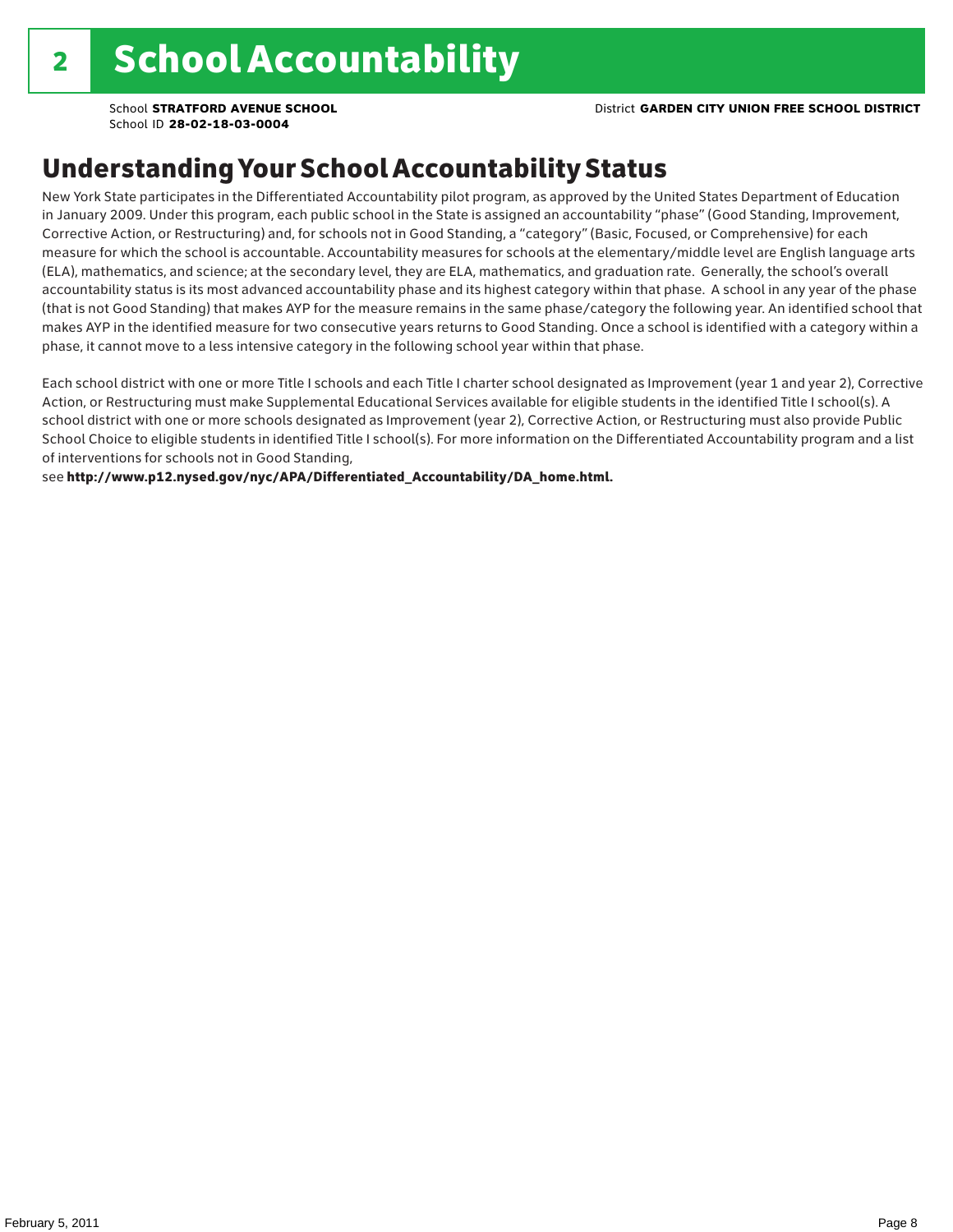# 2 School Accountability

School **STRATFORD AVENUE SCHOOL**
School ID **28-02-18-03-0004**

District **GARDEN CITY UNION FREE SCHOOL DISTRICT**

## Understanding Your School Accountability Status

New York State participates in the Differentiated Accountability pilot program, as approved by the United States Department of Education in January 2009. Under this program, each public school in the State is assigned an accountability "phase" (Good Standing, Improvement, Corrective Action, or Restructuring) and, for schools not in Good Standing, a "category" (Basic, Focused, or Comprehensive) for each measure for which the school is accountable. Accountability measures for schools at the elementary/middle level are English language arts (ELA), mathematics, and science; at the secondary level, they are ELA, mathematics, and graduation rate. Generally, the school's overall accountability status is its most advanced accountability phase and its highest category within that phase. A school in any year of the phase (that is not Good Standing) that makes AYP for the measure remains in the same phase/category the following year. An identified school that makes AYP in the identified measure for two consecutive years returns to Good Standing. Once a school is identified with a category within a phase, it cannot move to a less intensive category in the following school year within that phase.

Each school district with one or more Title I schools and each Title I charter school designated as Improvement (year 1 and year 2), Corrective Action, or Restructuring must make Supplemental Educational Services available for eligible students in the identified Title I school(s). A school district with one or more schools designated as Improvement (year 2), Corrective Action, or Restructuring must also provide Public School Choice to eligible students in identified Title I school(s). For more information on the Differentiated Accountability program and a list of interventions for schools not in Good Standing,
see **http://www.p12.nysed.gov/nyc/APA/Differentiated_Accountability/DA_home.html.**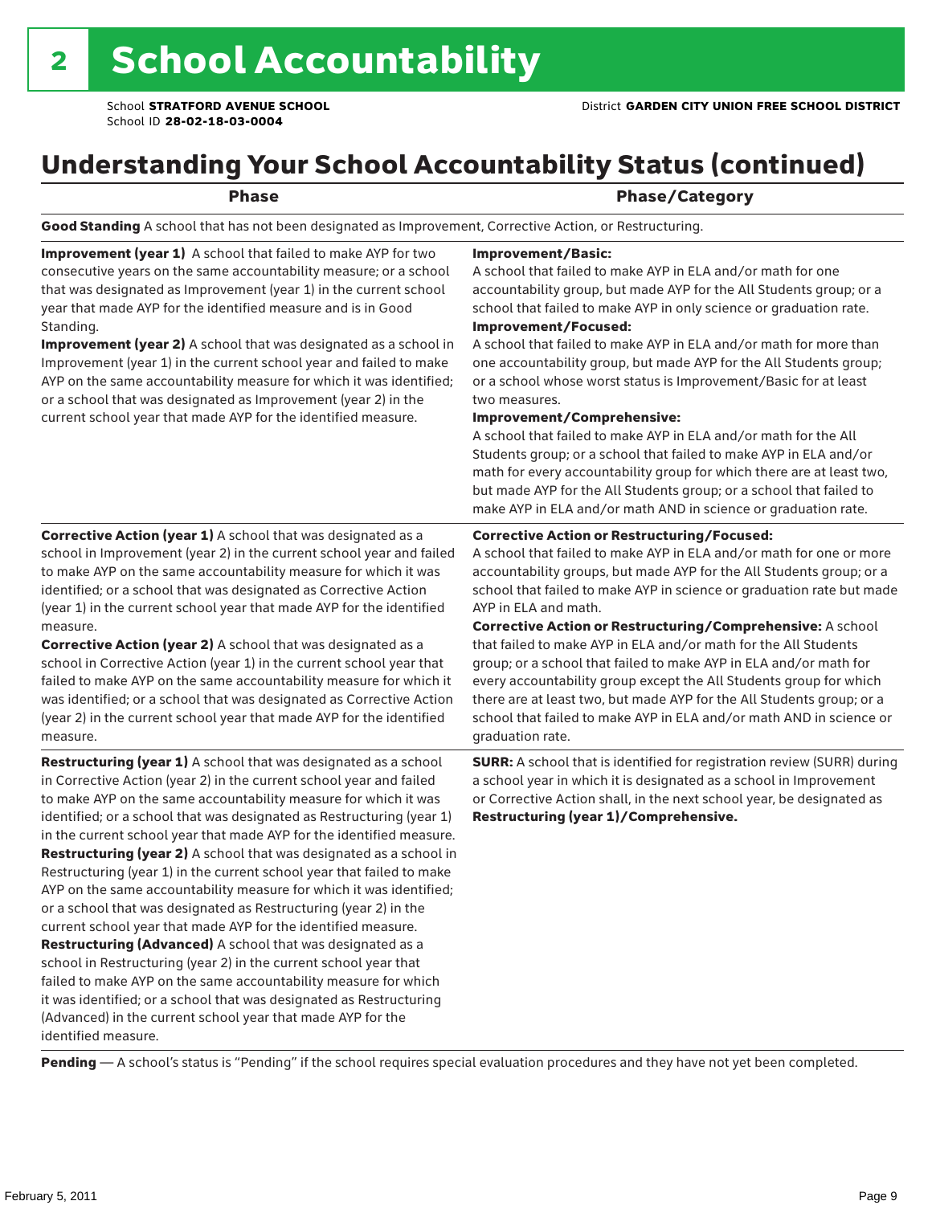# 2 School Accountability

School **STRATFORD AVENUE SCHOOL**
School ID **28-02-18-03-0004**

District **GARDEN CITY UNION FREE SCHOOL DISTRICT**

## Understanding Your School Accountability Status (continued)

| Phase | Phase/Category |
|---|---|
| **Good Standing** A school that has not been designated as Improvement, Corrective Action, or Restructuring. | |
| **Improvement (year 1)** A school that failed to make AYP for two consecutive years on the same accountability measure; or a school that was designated as Improvement (year 1) in the current school year that made AYP for the identified measure and is in Good Standing.<br>**Improvement (year 2)** A school that was designated as a school in Improvement (year 1) in the current school year and failed to make AYP on the same accountability measure for which it was identified; or a school that was designated as Improvement (year 2) in the current school year that made AYP for the identified measure. | **Improvement/Basic:**<br>A school that failed to make AYP in ELA and/or math for one accountability group, but made AYP for the All Students group; or a school that failed to make AYP in only science or graduation rate.<br>**Improvement/Focused:**<br>A school that failed to make AYP in ELA and/or math for more than one accountability group, but made AYP for the All Students group; or a school whose worst status is Improvement/Basic for at least two measures.<br>**Improvement/Comprehensive:**<br>A school that failed to make AYP in ELA and/or math for the All Students group; or a school that failed to make AYP in ELA and/or math for every accountability group for which there are at least two, but made AYP for the All Students group; or a school that failed to make AYP in ELA and/or math AND in science or graduation rate. |
| **Corrective Action (year 1)** A school that was designated as a school in Improvement (year 2) in the current school year and failed to make AYP on the same accountability measure for which it was identified; or a school that was designated as Corrective Action (year 1) in the current school year that made AYP for the identified measure.<br>**Corrective Action (year 2)** A school that was designated as a school in Corrective Action (year 1) in the current school year that failed to make AYP on the same accountability measure for which it was identified; or a school that was designated as Corrective Action (year 2) in the current school year that made AYP for the identified measure. | **Corrective Action or Restructuring/Focused:**<br>A school that failed to make AYP in ELA and/or math for one or more accountability groups, but made AYP for the All Students group; or a school that failed to make AYP in science or graduation rate but made AYP in ELA and math.<br>**Corrective Action or Restructuring/Comprehensive:** A school that failed to make AYP in ELA and/or math for the All Students group; or a school that failed to make AYP in ELA and/or math for every accountability group except the All Students group for which there are at least two, but made AYP for the All Students group; or a school that failed to make AYP in ELA and/or math AND in science or graduation rate. |
| **Restructuring (year 1)** A school that was designated as a school in Corrective Action (year 2) in the current school year and failed to make AYP on the same accountability measure for which it was identified; or a school that was designated as Restructuring (year 1) in the current school year that made AYP for the identified measure.<br>**Restructuring (year 2)** A school that was designated as a school in Restructuring (year 1) in the current school year that failed to make AYP on the same accountability measure for which it was identified; or a school that was designated as Restructuring (year 2) in the current school year that made AYP for the identified measure.<br>**Restructuring (Advanced)** A school that was designated as a school in Restructuring (year 2) in the current school year that failed to make AYP on the same accountability measure for which it was identified; or a school that was designated as Restructuring (Advanced) in the current school year that made AYP for the identified measure. | **SURR:** A school that is identified for registration review (SURR) during a school year in which it is designated as a school in Improvement or Corrective Action shall, in the next school year, be designated as **Restructuring (year 1)/Comprehensive.** |

**Pending** — A school's status is "Pending" if the school requires special evaluation procedures and they have not yet been completed.

February 5, 2011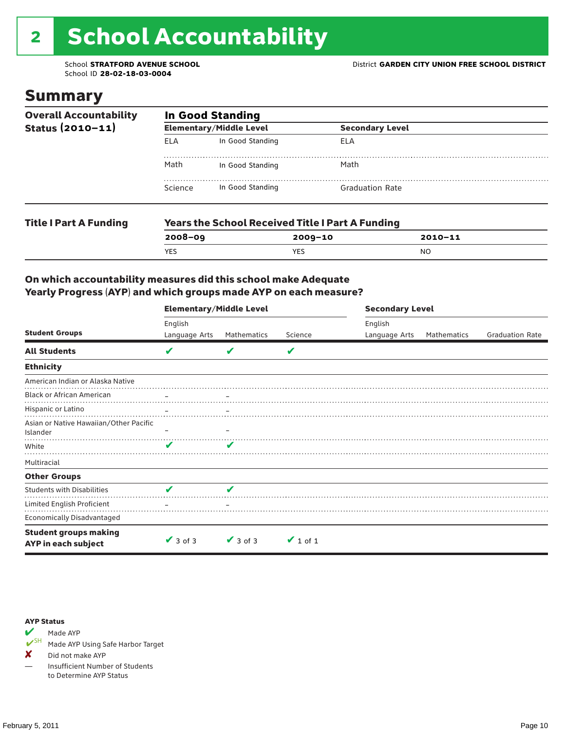# 2 School Accountability

School **STRATFORD AVENUE SCHOOL**
School ID **28-02-18-03-0004**

District **GARDEN CITY UNION FREE SCHOOL DISTRICT**

## Summary

**Overall Accountability Status (2010–11)**

**In Good Standing**

| Elementary/Middle Level | | Secondary Level | |
|---|---|---|---|
| ELA | In Good Standing | ELA | |
| Math | In Good Standing | Math | |
| Science | In Good Standing | Graduation Rate | |

**Title I Part A Funding**

**Years the School Received Title I Part A Funding**

| 2008–09 | 2009–10 | 2010–11 |
|---|---|---|
| YES | YES | NO |

### On which accountability measures did this school make Adequate Yearly Progress (AYP) and which groups made AYP on each measure?

| | Elementary/Middle Level | | | Secondary Level | | |
|---|---|---|---|---|---|---|
| **Student Groups** | English Language Arts | Mathematics | Science | English Language Arts | Mathematics | Graduation Rate |
| **All Students** | ✔ | ✔ | ✔ | | | |
| **Ethnicity** | | | | | | |
| American Indian or Alaska Native | | | | | | |
| Black or African American | – | – | | | | |
| Hispanic or Latino | – | – | | | | |
| Asian or Native Hawaiian/Other Pacific Islander | – | – | | | | |
| White | ✔ | ✔ | | | | |
| Multiracial | | | | | | |
| **Other Groups** | | | | | | |
| Students with Disabilities | ✔ | ✔ | | | | |
| Limited English Proficient | – | – | | | | |
| Economically Disadvantaged | | | | | | |
| **Student groups making AYP in each subject** | ✔ 3 of 3 | ✔ 3 of 3 | ✔ 1 of 1 | | | |

**AYP Status**

- ✔ Made AYP
- ✔SH Made AYP Using Safe Harbor Target
- ✘ Did not make AYP
- — Insufficient Number of Students to Determine AYP Status

February 5, 2011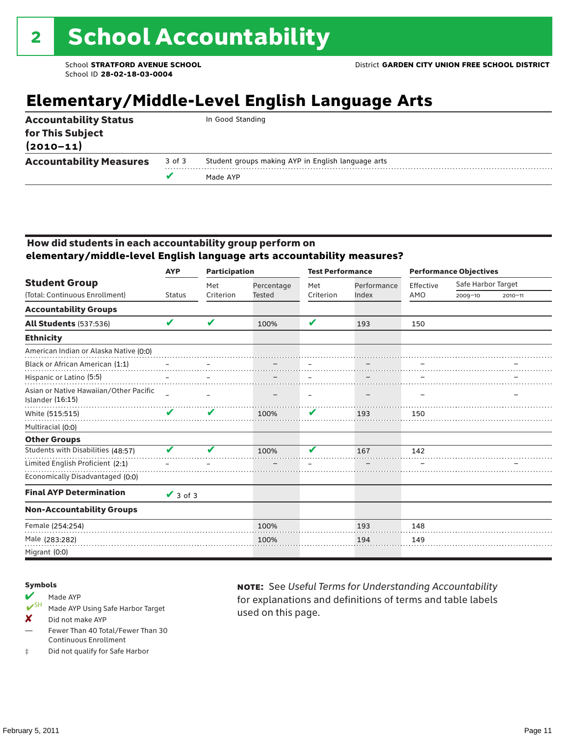# 2 School Accountability

School **STRATFORD AVENUE SCHOOL**
School ID **28-02-18-03-0004**

District **GARDEN CITY UNION FREE SCHOOL DISTRICT**

## Elementary/Middle-Level English Language Arts

| | | |
|---|---|---|
| **Accountability Status for This Subject (2010–11)** | | In Good Standing |
| **Accountability Measures** | 3 of 3 | Student groups making AYP in English language arts |
| | ✔ | Made AYP |

### How did students in each accountability group perform on elementary/middle-level English language arts accountability measures?

| Student Group (Total: Continuous Enrollment) | AYP Status | Participation Met Criterion | Participation Percentage Tested | Test Performance Met Criterion | Test Performance Performance Index | Performance Objectives Effective AMO | Safe Harbor Target 2009–10 | Safe Harbor Target 2010–11 |
|---|---|---|---|---|---|---|---|---|
| **Accountability Groups** | | | | | | | | |
| **All Students** (537:536) | ✔ | ✔ | 100% | ✔ | 193 | 150 | | |
| **Ethnicity** | | | | | | | | |
| American Indian or Alaska Native (0:0) | | | | | | | | |
| Black or African American (1:1) | – | – | – | – | – | – | | – |
| Hispanic or Latino (5:5) | – | – | – | – | – | – | | – |
| Asian or Native Hawaiian/Other Pacific Islander (16:15) | – | – | – | – | – | – | | – |
| White (515:515) | ✔ | ✔ | 100% | ✔ | 193 | 150 | | |
| Multiracial (0:0) | | | | | | | | |
| **Other Groups** | | | | | | | | |
| Students with Disabilities (48:57) | ✔ | ✔ | 100% | ✔ | 167 | 142 | | |
| Limited English Proficient (2:1) | – | – | – | – | – | – | | – |
| Economically Disadvantaged (0:0) | | | | | | | | |
| **Final AYP Determination** | ✔ 3 of 3 | | | | | | | |
| **Non-Accountability Groups** | | | | | | | | |
| Female (254:254) | | | 100% | | 193 | 148 | | |
| Male (283:282) | | | 100% | | 194 | 149 | | |
| Migrant (0:0) | | | | | | | | |

**Symbols**

- ✔ Made AYP
- ✔SH Made AYP Using Safe Harbor Target
- ✘ Did not make AYP
- — Fewer Than 40 Total/Fewer Than 30 Continuous Enrollment
- ‡ Did not qualify for Safe Harbor

**NOTE:** See *Useful Terms for Understanding Accountability* for explanations and definitions of terms and table labels used on this page.

February 5, 2011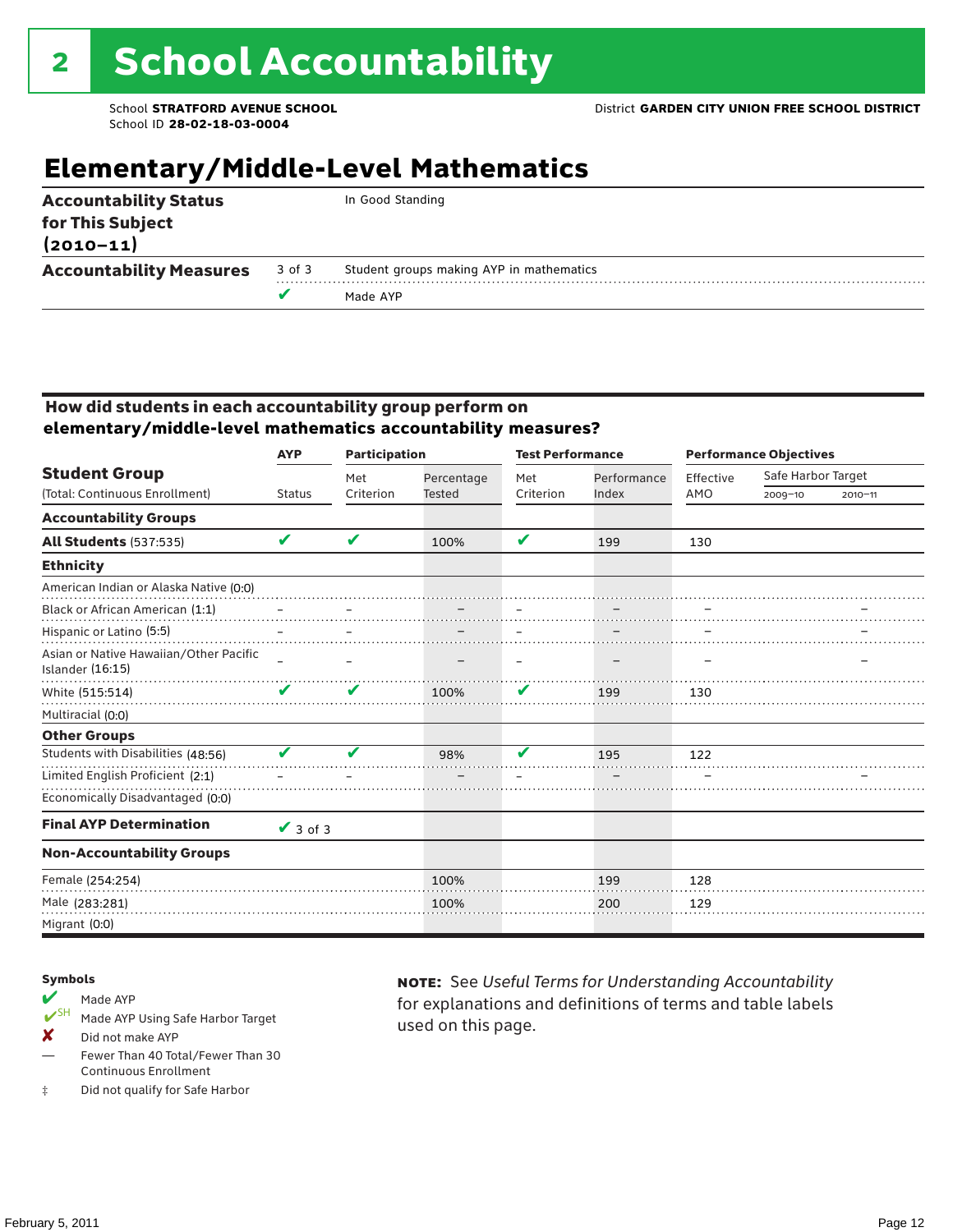# 2 School Accountability

School **STRATFORD AVENUE SCHOOL**
School ID **28-02-18-03-0004**

District **GARDEN CITY UNION FREE SCHOOL DISTRICT**

## Elementary/Middle-Level Mathematics

| | | |
|---|---|---|
| **Accountability Status for This Subject (2010–11)** | | In Good Standing |
| **Accountability Measures** | 3 of 3 | Student groups making AYP in mathematics |
| | ✔ | Made AYP |

### How did students in each accountability group perform on elementary/middle-level mathematics accountability measures?

| Student Group (Total: Continuous Enrollment) | AYP Status | Participation: Met Criterion | Participation: Percentage Tested | Test Performance: Met Criterion | Test Performance: Performance Index | Performance Objectives: Effective AMO | Safe Harbor Target: 2009–10 | Safe Harbor Target: 2010–11 |
|---|---|---|---|---|---|---|---|---|
| **Accountability Groups** | | | | | | | | |
| **All Students** (537:535) | ✔ | ✔ | 100% | ✔ | 199 | 130 | | |
| **Ethnicity** | | | | | | | | |
| American Indian or Alaska Native (0:0) | | | | | | | | |
| Black or African American (1:1) | – | – | – | – | – | – | | – |
| Hispanic or Latino (5:5) | – | – | – | – | – | – | | – |
| Asian or Native Hawaiian/Other Pacific Islander (16:15) | – | – | – | – | – | – | | – |
| White (515:514) | ✔ | ✔ | 100% | ✔ | 199 | 130 | | |
| Multiracial (0:0) | | | | | | | | |
| **Other Groups** | | | | | | | | |
| Students with Disabilities (48:56) | ✔ | ✔ | 98% | ✔ | 195 | 122 | | |
| Limited English Proficient (2:1) | – | – | – | – | – | – | | – |
| Economically Disadvantaged (0:0) | | | | | | | | |
| **Final AYP Determination** | ✔ 3 of 3 | | | | | | | |
| **Non-Accountability Groups** | | | | | | | | |
| Female (254:254) | | | 100% | | 199 | 128 | | |
| Male (283:281) | | | 100% | | 200 | 129 | | |
| Migrant (0:0) | | | | | | | | |

**Symbols**

- ✔ Made AYP
- ✔SH Made AYP Using Safe Harbor Target
- ✘ Did not make AYP
- — Fewer Than 40 Total/Fewer Than 30 Continuous Enrollment
- ‡ Did not qualify for Safe Harbor

**NOTE:** See *Useful Terms for Understanding Accountability* for explanations and definitions of terms and table labels used on this page.

February 5, 2011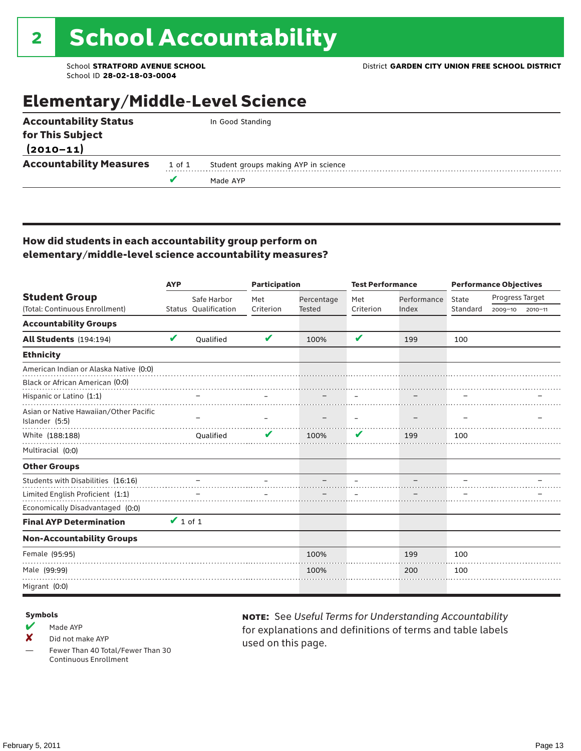# 2 School Accountability

School **STRATFORD AVENUE SCHOOL**
School ID **28-02-18-03-0004**

District **GARDEN CITY UNION FREE SCHOOL DISTRICT**

## Elementary/Middle-Level Science

| | | |
|---|---|---|
| **Accountability Status for This Subject (2010–11)** | | In Good Standing |
| **Accountability Measures** | 1 of 1 | Student groups making AYP in science |
| | ✔ | Made AYP |

### How did students in each accountability group perform on elementary/middle-level science accountability measures?

| Student Group (Total: Continuous Enrollment) | AYP Status | AYP Safe Harbor Qualification | Participation Met Criterion | Participation Percentage Tested | Test Performance Met Criterion | Test Performance Performance Index | Performance Objectives State Standard | Progress Target 2009–10 | Progress Target 2010–11 |
|---|---|---|---|---|---|---|---|---|---|
| **Accountability Groups** | | | | | | | | | |
| **All Students** (194:194) | ✔ | Qualified | ✔ | 100% | ✔ | 199 | 100 | | |
| **Ethnicity** | | | | | | | | | |
| American Indian or Alaska Native (0:0) | | | | | | | | | |
| Black or African American (0:0) | | | | | | | | | |
| Hispanic or Latino (1:1) | | – | – | – | – | – | – | | – |
| Asian or Native Hawaiian/Other Pacific Islander (5:5) | | – | – | – | – | – | – | | – |
| White (188:188) | | Qualified | ✔ | 100% | ✔ | 199 | 100 | | |
| Multiracial (0:0) | | | | | | | | | |
| **Other Groups** | | | | | | | | | |
| Students with Disabilities (16:16) | | – | – | – | – | – | – | | – |
| Limited English Proficient (1:1) | | – | – | – | – | – | – | | – |
| Economically Disadvantaged (0:0) | | | | | | | | | |
| **Final AYP Determination** | ✔ 1 of 1 | | | | | | | | |
| **Non-Accountability Groups** | | | | | | | | | |
| Female (95:95) | | | | 100% | | 199 | 100 | | |
| Male (99:99) | | | | 100% | | 200 | 100 | | |
| Migrant (0:0) | | | | | | | | | |

**Symbols**
- ✔ Made AYP
- ✘ Did not make AYP
- — Fewer Than 40 Total/Fewer Than 30 Continuous Enrollment

**NOTE:** See *Useful Terms for Understanding Accountability* for explanations and definitions of terms and table labels used on this page.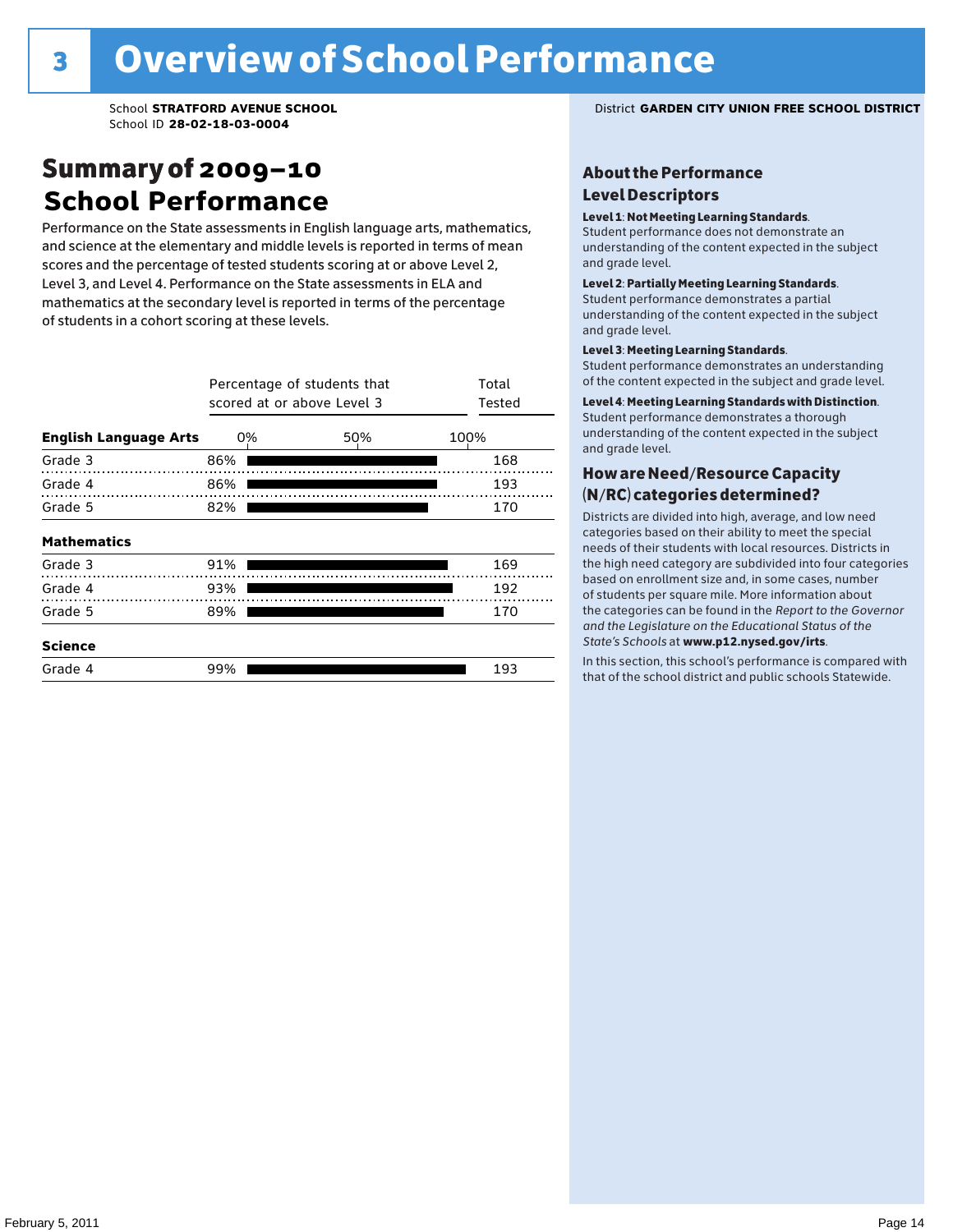# 3 Overview of School Performance

School **STRATFORD AVENUE SCHOOL**
School ID **28-02-18-03-0004**

District **GARDEN CITY UNION FREE SCHOOL DISTRICT**

## Summary of 2009–10 School Performance

Performance on the State assessments in English language arts, mathematics, and science at the elementary and middle levels is reported in terms of mean scores and the percentage of tested students scoring at or above Level 2, Level 3, and Level 4. Performance on the State assessments in ELA and mathematics at the secondary level is reported in terms of the percentage of students in a cohort scoring at these levels.

| | Percentage of students that scored at or above Level 3 | Total Tested |
|---|---|---|
| **English Language Arts** | | |
| Grade 3 | 86% | 168 |
| Grade 4 | 86% | 193 |
| Grade 5 | 82% | 170 |
| **Mathematics** | | |
| Grade 3 | 91% | 169 |
| Grade 4 | 93% | 192 |
| Grade 5 | 89% | 170 |
| **Science** | | |
| Grade 4 | 99% | 193 |

### About the Performance Level Descriptors

**Level 1**: **Not Meeting Learning Standards**. Student performance does not demonstrate an understanding of the content expected in the subject and grade level.

**Level 2**: **Partially Meeting Learning Standards**. Student performance demonstrates a partial understanding of the content expected in the subject and grade level.

**Level 3**: **Meeting Learning Standards**. Student performance demonstrates an understanding of the content expected in the subject and grade level.

**Level 4**: **Meeting Learning Standards with Distinction**. Student performance demonstrates a thorough understanding of the content expected in the subject and grade level.

### How are Need/Resource Capacity (N/RC) categories determined?

Districts are divided into high, average, and low need categories based on their ability to meet the special needs of their students with local resources. Districts in the high need category are subdivided into four categories based on enrollment size and, in some cases, number of students per square mile. More information about the categories can be found in the *Report to the Governor and the Legislature on the Educational Status of the State's Schools* at **www.p12.nysed.gov/irts**.

In this section, this school's performance is compared with that of the school district and public schools Statewide.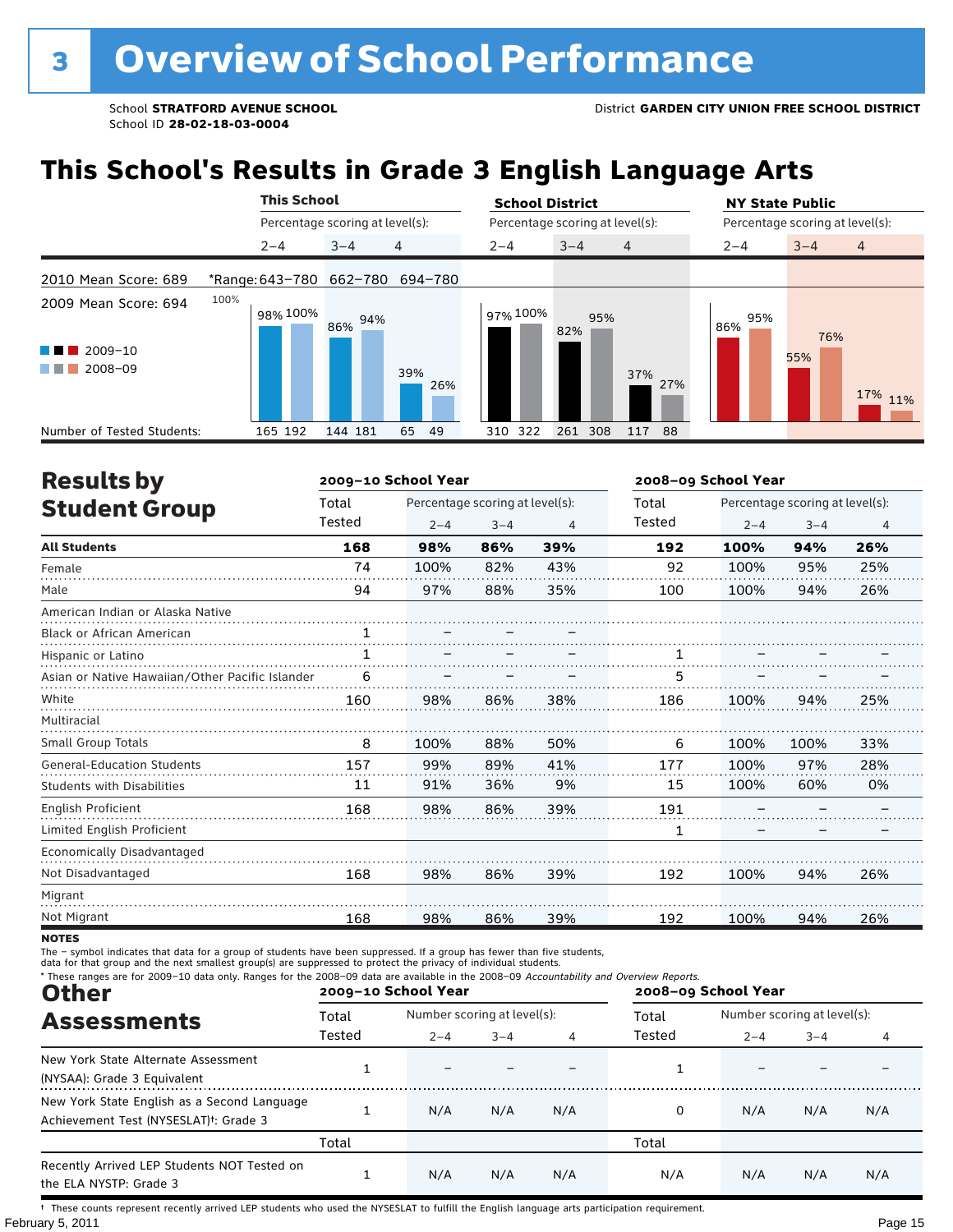# 3 Overview of School Performance

School **STRATFORD AVENUE SCHOOL**
School ID **28-02-18-03-0004**

District **GARDEN CITY UNION FREE SCHOOL DISTRICT**

## This School's Results in Grade 3 English Language Arts

2010 Mean Score: 689
2009 Mean Score: 694

| | This School | | | School District | | | NY State Public | | |
|---|---|---|---|---|---|---|---|---|---|
| Percentage scoring at level(s): | 2–4 | 3–4 | 4 | 2–4 | 3–4 | 4 | 2–4 | 3–4 | 4 |
| *Range: | 643–780 | 662–780 | 694–780 | | | | | | |
| 2009–10 | 98% | 86% | 39% | 97% | 82% | 37% | 86% | 55% | 17% |
| 2008–09 | 100% | 94% | 26% | 100% | 95% | 27% | 95% | 76% | 11% |
| Number of Tested Students (2009–10) | 165 | 144 | 65 | 310 | 261 | 117 | | | |
| Number of Tested Students (2008–09) | 192 | 181 | 49 | 322 | 308 | 88 | | | |

## Results by Student Group

| | 2009–10 School Year | | | | 2008–09 School Year | | | |
|---|---|---|---|---|---|---|---|---|
| | Total Tested | Percentage scoring at level(s): 2–4 | 3–4 | 4 | Total Tested | Percentage scoring at level(s): 2–4 | 3–4 | 4 |
| **All Students** | **168** | **98%** | **86%** | **39%** | **192** | **100%** | **94%** | **26%** |
| Female | 74 | 100% | 82% | 43% | 92 | 100% | 95% | 25% |
| Male | 94 | 97% | 88% | 35% | 100 | 100% | 94% | 26% |
| American Indian or Alaska Native | | | | | | | | |
| Black or African American | 1 | – | – | – | | | | |
| Hispanic or Latino | 1 | – | – | – | 1 | – | – | – |
| Asian or Native Hawaiian/Other Pacific Islander | 6 | – | – | – | 5 | – | – | – |
| White | 160 | 98% | 86% | 38% | 186 | 100% | 94% | 25% |
| Multiracial | | | | | | | | |
| Small Group Totals | 8 | 100% | 88% | 50% | 6 | 100% | 100% | 33% |
| General-Education Students | 157 | 99% | 89% | 41% | 177 | 100% | 97% | 28% |
| Students with Disabilities | 11 | 91% | 36% | 9% | 15 | 100% | 60% | 0% |
| English Proficient | 168 | 98% | 86% | 39% | 191 | – | – | – |
| Limited English Proficient | | | | | 1 | – | – | – |
| Economically Disadvantaged | | | | | | | | |
| Not Disadvantaged | 168 | 98% | 86% | 39% | 192 | 100% | 94% | 26% |
| Migrant | | | | | | | | |
| Not Migrant | 168 | 98% | 86% | 39% | 192 | 100% | 94% | 26% |

**NOTES**

The – symbol indicates that data for a group of students have been suppressed. If a group has fewer than five students, data for that group and the next smallest group(s) are suppressed to protect the privacy of individual students.

* These ranges are for 2009–10 data only. Ranges for the 2008–09 data are available in the 2008–09 *Accountability and Overview Reports.*

## Other Assessments

| | 2009–10 School Year | | | | 2008–09 School Year | | | |
|---|---|---|---|---|---|---|---|---|
| | Total Tested | Number scoring at level(s): 2–4 | 3–4 | 4 | Total Tested | Number scoring at level(s): 2–4 | 3–4 | 4 |
| New York State Alternate Assessment (NYSAA): Grade 3 Equivalent | 1 | – | – | – | 1 | – | – | – |
| New York State English as a Second Language Achievement Test (NYSESLAT)†: Grade 3 | 1 | N/A | N/A | N/A | 0 | N/A | N/A | N/A |
| | Total | | | | Total | | | |
| Recently Arrived LEP Students NOT Tested on the ELA NYSTP: Grade 3 | 1 | N/A | N/A | N/A | N/A | N/A | N/A | N/A |

† These counts represent recently arrived LEP students who used the NYSESLAT to fulfill the English language arts participation requirement.

February 5, 2011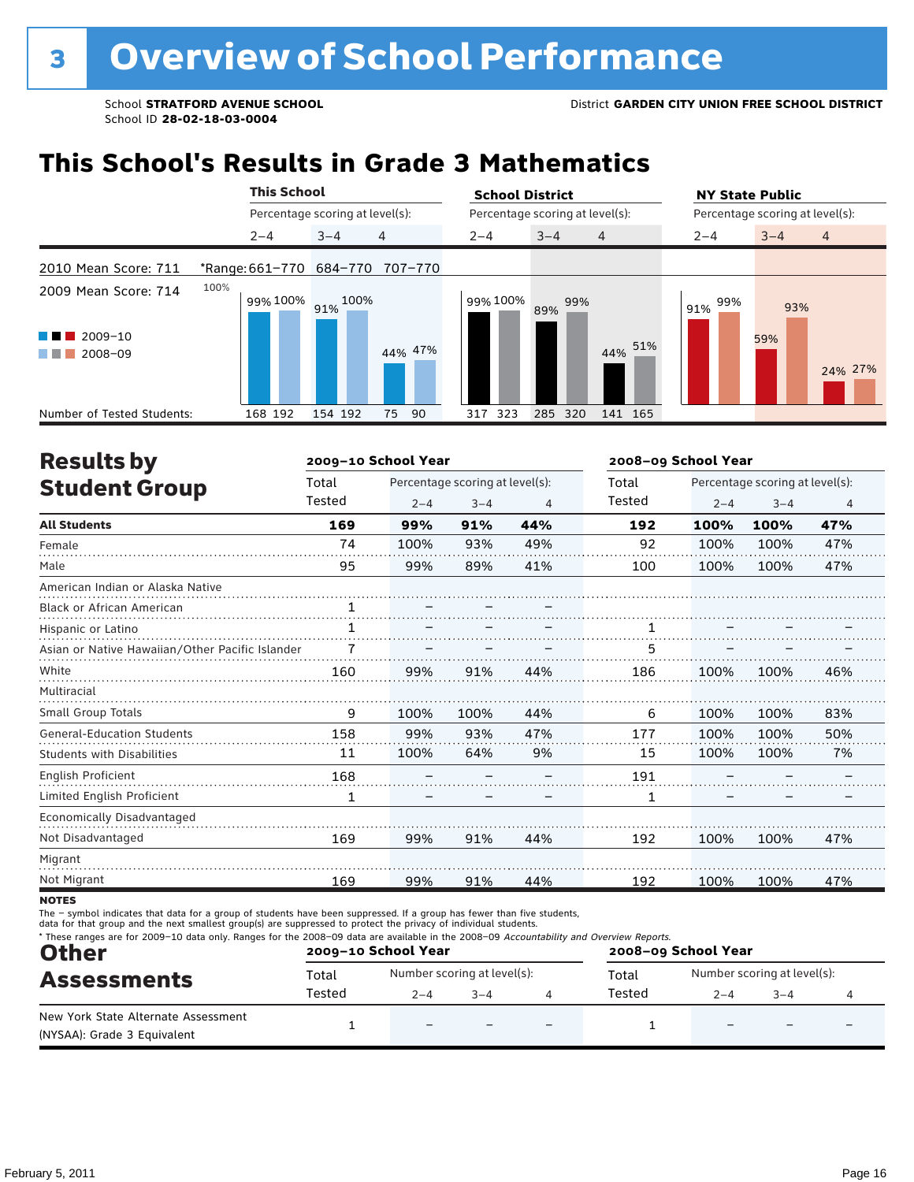# 3 Overview of School Performance

School **STRATFORD AVENUE SCHOOL**
School ID **28-02-18-03-0004**

District **GARDEN CITY UNION FREE SCHOOL DISTRICT**

## This School's Results in Grade 3 Mathematics

2010 Mean Score: 711
2009 Mean Score: 714

*Range: 661–770 (2–4), 684–770 (3–4), 707–770 (4)

| | This School 2–4 | This School 3–4 | This School 4 | School District 2–4 | School District 3–4 | School District 4 | NY State Public 2–4 | NY State Public 3–4 | NY State Public 4 |
|---|---|---|---|---|---|---|---|---|---|
| 2009–10 | 99% | 91% | 44% | 99% | 89% | 44% | 91% | 59% | 24% |
| 2008–09 | 100% | 100% | 47% | 100% | 99% | 51% | 99% | 93% | 27% |
| Number of Tested Students (2009–10) | 168 | 154 | 75 | 317 | 285 | 141 | | | |
| Number of Tested Students (2008–09) | 192 | 192 | 90 | 323 | 320 | 165 | | | |

## Results by Student Group

| | 2009–10 School Year | | | | 2008–09 School Year | | | |
|---|---|---|---|---|---|---|---|---|
| | Total Tested | Percentage scoring at level(s): 2–4 | 3–4 | 4 | Total Tested | Percentage scoring at level(s): 2–4 | 3–4 | 4 |
| **All Students** | **169** | **99%** | **91%** | **44%** | **192** | **100%** | **100%** | **47%** |
| Female | 74 | 100% | 93% | 49% | 92 | 100% | 100% | 47% |
| Male | 95 | 99% | 89% | 41% | 100 | 100% | 100% | 47% |
| American Indian or Alaska Native | | | | | | | | |
| Black or African American | 1 | – | – | – | | | | |
| Hispanic or Latino | 1 | – | – | – | 1 | – | – | – |
| Asian or Native Hawaiian/Other Pacific Islander | 7 | – | – | – | 5 | – | – | – |
| White | 160 | 99% | 91% | 44% | 186 | 100% | 100% | 46% |
| Multiracial | | | | | | | | |
| Small Group Totals | 9 | 100% | 100% | 44% | 6 | 100% | 100% | 83% |
| General-Education Students | 158 | 99% | 93% | 47% | 177 | 100% | 100% | 50% |
| Students with Disabilities | 11 | 100% | 64% | 9% | 15 | 100% | 100% | 7% |
| English Proficient | 168 | – | – | – | 191 | – | – | – |
| Limited English Proficient | 1 | – | – | – | 1 | – | – | – |
| Economically Disadvantaged | | | | | | | | |
| Not Disadvantaged | 169 | 99% | 91% | 44% | 192 | 100% | 100% | 47% |
| Migrant | | | | | | | | |
| Not Migrant | 169 | 99% | 91% | 44% | 192 | 100% | 100% | 47% |

**NOTES**

The – symbol indicates that data for a group of students have been suppressed. If a group has fewer than five students, data for that group and the next smallest group(s) are suppressed to protect the privacy of individual students.

* These ranges are for 2009–10 data only. Ranges for the 2008–09 data are available in the 2008–09 *Accountability and Overview Reports.*

## Other Assessments

| | 2009–10 School Year | | | | 2008–09 School Year | | | |
|---|---|---|---|---|---|---|---|---|
| | Total Tested | Number scoring at level(s): 2–4 | 3–4 | 4 | Total Tested | Number scoring at level(s): 2–4 | 3–4 | 4 |
| New York State Alternate Assessment (NYSAA): Grade 3 Equivalent | 1 | – | – | – | 1 | – | – | – |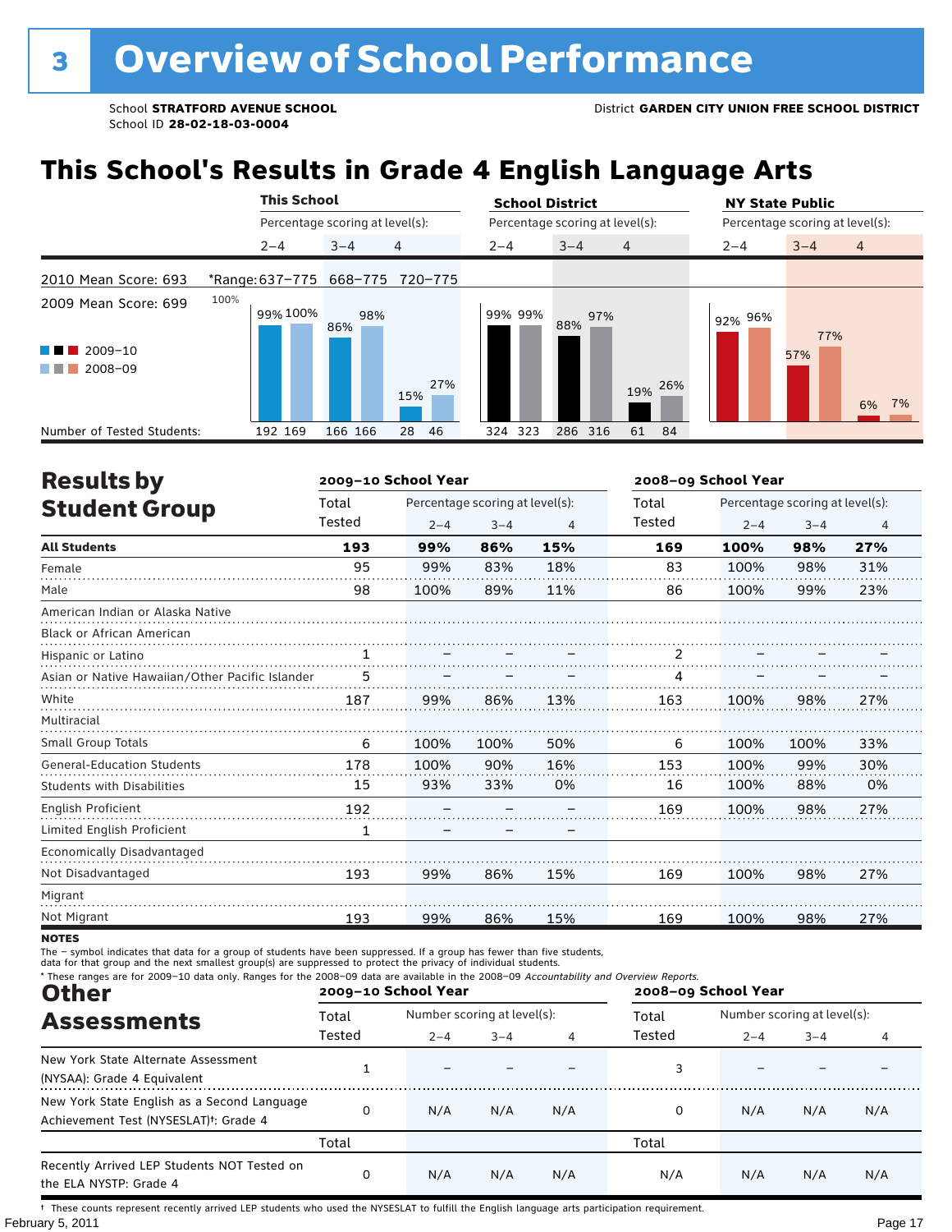# 3 Overview of School Performance

School **STRATFORD AVENUE SCHOOL**
School ID **28-02-18-03-0004**

District **GARDEN CITY UNION FREE SCHOOL DISTRICT**

## This School's Results in Grade 4 English Language Arts

2010 Mean Score: 693
2009 Mean Score: 699

*Range: 2–4: 637–775; 3–4: 668–775; 4: 720–775

Legend: 2009–10 (dark bars), 2008–09 (light bars)

| | This School 2–4 | | This School 3–4 | | This School 4 | | School District 2–4 | | School District 3–4 | | School District 4 | | NY State Public 2–4 | | NY State Public 3–4 | | NY State Public 4 | |
|---|---|---|---|---|---|---|---|---|---|---|---|---|---|---|---|---|---|---|
| | 2009–10 | 2008–09 | 2009–10 | 2008–09 | 2009–10 | 2008–09 | 2009–10 | 2008–09 | 2009–10 | 2008–09 | 2009–10 | 2008–09 | 2009–10 | 2008–09 | 2009–10 | 2008–09 | 2009–10 | 2008–09 |
| Percentage scoring at level(s) | 99% | 100% | 86% | 98% | 15% | 27% | 99% | 99% | 88% | 97% | 19% | 26% | 92% | 96% | 57% | 77% | 6% | 7% |
| Number of Tested Students | 192 | 169 | 166 | 166 | 28 | 46 | 324 | 323 | 286 | 316 | 61 | 84 | | | | | | |

## Results by Student Group

| | 2009–10 School Year | | | | 2008–09 School Year | | | |
|---|---|---|---|---|---|---|---|---|
| | Total Tested | Percentage scoring at level(s): 2–4 | 3–4 | 4 | Total Tested | Percentage scoring at level(s): 2–4 | 3–4 | 4 |
| **All Students** | **193** | **99%** | **86%** | **15%** | **169** | **100%** | **98%** | **27%** |
| Female | 95 | 99% | 83% | 18% | 83 | 100% | 98% | 31% |
| Male | 98 | 100% | 89% | 11% | 86 | 100% | 99% | 23% |
| American Indian or Alaska Native | | | | | | | | |
| Black or African American | | | | | | | | |
| Hispanic or Latino | 1 | – | – | – | 2 | – | – | – |
| Asian or Native Hawaiian/Other Pacific Islander | 5 | – | – | – | 4 | – | – | – |
| White | 187 | 99% | 86% | 13% | 163 | 100% | 98% | 27% |
| Multiracial | | | | | | | | |
| Small Group Totals | 6 | 100% | 100% | 50% | 6 | 100% | 100% | 33% |
| General-Education Students | 178 | 100% | 90% | 16% | 153 | 100% | 99% | 30% |
| Students with Disabilities | 15 | 93% | 33% | 0% | 16 | 100% | 88% | 0% |
| English Proficient | 192 | – | – | – | 169 | 100% | 98% | 27% |
| Limited English Proficient | 1 | – | – | – | | | | |
| Economically Disadvantaged | | | | | | | | |
| Not Disadvantaged | 193 | 99% | 86% | 15% | 169 | 100% | 98% | 27% |
| Migrant | | | | | | | | |
| Not Migrant | 193 | 99% | 86% | 15% | 169 | 100% | 98% | 27% |

**NOTES**

The – symbol indicates that data for a group of students have been suppressed. If a group has fewer than five students, data for that group and the next smallest group(s) are suppressed to protect the privacy of individual students.
* These ranges are for 2009–10 data only. Ranges for the 2008–09 data are available in the 2008–09 *Accountability and Overview Reports*.

## Other Assessments

| | 2009–10 School Year | | | | 2008–09 School Year | | | |
|---|---|---|---|---|---|---|---|---|
| | Total Tested | Number scoring at level(s): 2–4 | 3–4 | 4 | Total Tested | Number scoring at level(s): 2–4 | 3–4 | 4 |
| New York State Alternate Assessment (NYSAA): Grade 4 Equivalent | 1 | – | – | – | 3 | – | – | – |
| New York State English as a Second Language Achievement Test (NYSESLAT)†: Grade 4 | 0 | N/A | N/A | N/A | 0 | N/A | N/A | N/A |
| | Total | | | | Total | | | |
| Recently Arrived LEP Students NOT Tested on the ELA NYSTP: Grade 4 | 0 | N/A | N/A | N/A | N/A | N/A | N/A | N/A |

† These counts represent recently arrived LEP students who used the NYSESLAT to fulfill the English language arts participation requirement.

February 5, 2011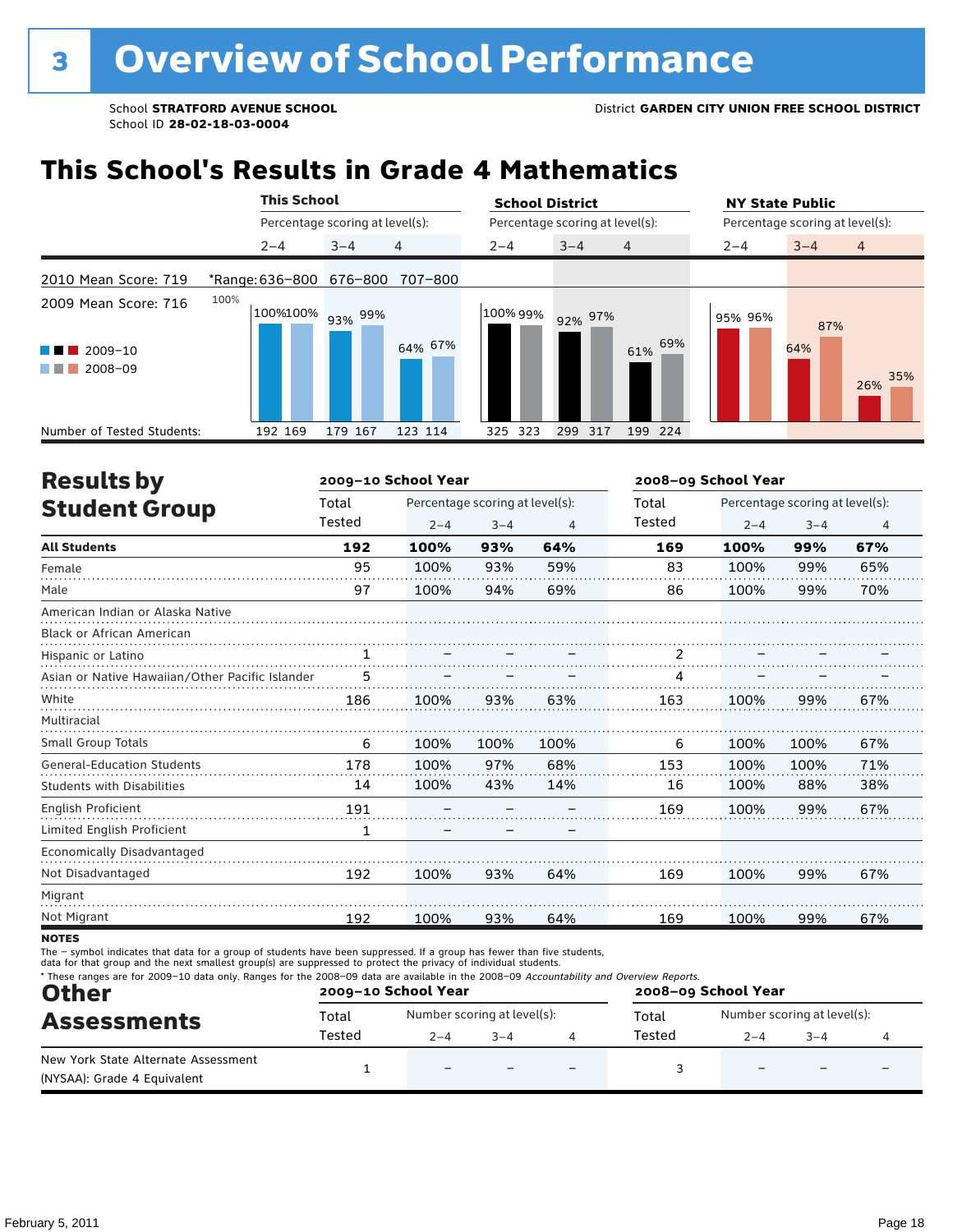# 3 Overview of School Performance

School **STRATFORD AVENUE SCHOOL**
School ID **28-02-18-03-0004**

District **GARDEN CITY UNION FREE SCHOOL DISTRICT**

## This School's Results in Grade 4 Mathematics

2010 Mean Score: 719
2009 Mean Score: 716

*Range: 636–800 (2–4), 676–800 (3–4), 707–800 (4)

| | This School 2–4 | | This School 3–4 | | This School 4 | | School District 2–4 | | School District 3–4 | | School District 4 | | NY State Public 2–4 | | NY State Public 3–4 | | NY State Public 4 | |
|---|---|---|---|---|---|---|---|---|---|---|---|---|---|---|---|---|---|---|
| | 2009–10 | 2008–09 | 2009–10 | 2008–09 | 2009–10 | 2008–09 | 2009–10 | 2008–09 | 2009–10 | 2008–09 | 2009–10 | 2008–09 | 2009–10 | 2008–09 | 2009–10 | 2008–09 | 2009–10 | 2008–09 |
| Percentage scoring at level(s) | 100% | 100% | 93% | 99% | 64% | 67% | 100% | 99% | 92% | 97% | 61% | 69% | 95% | 96% | 64% | 87% | 26% | 35% |
| Number of Tested Students | 192 | 169 | 179 | 167 | 123 | 114 | 325 | 323 | 299 | 317 | 199 | 224 | | | | | | |

## Results by Student Group

| | 2009–10 School Year | | | | 2008–09 School Year | | | |
|---|---|---|---|---|---|---|---|---|
| | Total Tested | Percentage scoring at level(s): 2–4 | 3–4 | 4 | Total Tested | Percentage scoring at level(s): 2–4 | 3–4 | 4 |
| **All Students** | **192** | **100%** | **93%** | **64%** | **169** | **100%** | **99%** | **67%** |
| Female | 95 | 100% | 93% | 59% | 83 | 100% | 99% | 65% |
| Male | 97 | 100% | 94% | 69% | 86 | 100% | 99% | 70% |
| American Indian or Alaska Native | | | | | | | | |
| Black or African American | | | | | | | | |
| Hispanic or Latino | 1 | – | – | – | 2 | – | – | – |
| Asian or Native Hawaiian/Other Pacific Islander | 5 | – | – | – | 4 | – | – | – |
| White | 186 | 100% | 93% | 63% | 163 | 100% | 99% | 67% |
| Multiracial | | | | | | | | |
| Small Group Totals | 6 | 100% | 100% | 100% | 6 | 100% | 100% | 67% |
| General-Education Students | 178 | 100% | 97% | 68% | 153 | 100% | 100% | 71% |
| Students with Disabilities | 14 | 100% | 43% | 14% | 16 | 100% | 88% | 38% |
| English Proficient | 191 | – | – | – | 169 | 100% | 99% | 67% |
| Limited English Proficient | 1 | – | – | – | | | | |
| Economically Disadvantaged | | | | | | | | |
| Not Disadvantaged | 192 | 100% | 93% | 64% | 169 | 100% | 99% | 67% |
| Migrant | | | | | | | | |
| Not Migrant | 192 | 100% | 93% | 64% | 169 | 100% | 99% | 67% |

**NOTES**

The – symbol indicates that data for a group of students have been suppressed. If a group has fewer than five students, data for that group and the next smallest group(s) are suppressed to protect the privacy of individual students.

\* These ranges are for 2009–10 data only. Ranges for the 2008–09 data are available in the 2008–09 *Accountability and Overview Reports.*

## Other Assessments

| | 2009–10 School Year | | | | 2008–09 School Year | | | |
|---|---|---|---|---|---|---|---|---|
| | Total Tested | Number scoring at level(s): 2–4 | 3–4 | 4 | Total Tested | Number scoring at level(s): 2–4 | 3–4 | 4 |
| New York State Alternate Assessment (NYSAA): Grade 4 Equivalent | 1 | – | – | – | 3 | – | – | – |

February 5, 2011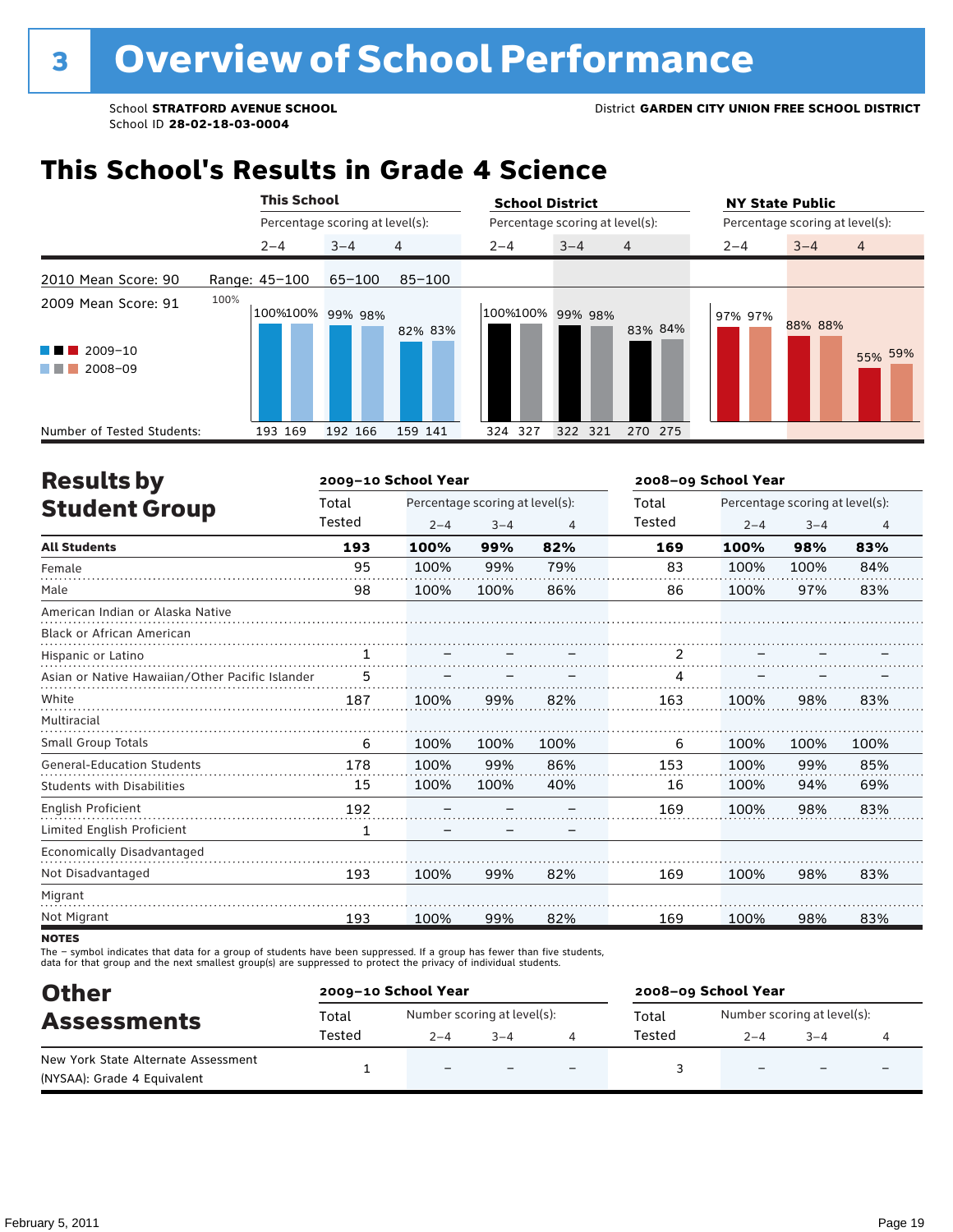# 3 Overview of School Performance

School **STRATFORD AVENUE SCHOOL**
School ID **28-02-18-03-0004**

District **GARDEN CITY UNION FREE SCHOOL DISTRICT**

## This School's Results in Grade 4 Science

2010 Mean Score: 90
2009 Mean Score: 91

Range: 45–100 (2–4), 65–100 (3–4), 85–100 (4)

| | This School 2–4 | | This School 3–4 | | This School 4 | | School District 2–4 | | School District 3–4 | | School District 4 | | NY State Public 2–4 | | NY State Public 3–4 | | NY State Public 4 | |
|---|---|---|---|---|---|---|---|---|---|---|---|---|---|---|---|---|---|---|
| | 2009–10 | 2008–09 | 2009–10 | 2008–09 | 2009–10 | 2008–09 | 2009–10 | 2008–09 | 2009–10 | 2008–09 | 2009–10 | 2008–09 | 2009–10 | 2008–09 | 2009–10 | 2008–09 | 2009–10 | 2008–09 |
| Percentage scoring at level(s) | 100% | 100% | 99% | 98% | 82% | 83% | 100% | 100% | 99% | 98% | 83% | 84% | 97% | 97% | 88% | 88% | 55% | 59% |
| Number of Tested Students | 193 | 169 | 192 | 166 | 159 | 141 | 324 | 327 | 322 | 321 | 270 | 275 | | | | | | |

## Results by Student Group

| | 2009–10 Total Tested | 2009–10 % 2–4 | 2009–10 % 3–4 | 2009–10 % 4 | 2008–09 Total Tested | 2008–09 % 2–4 | 2008–09 % 3–4 | 2008–09 % 4 |
|---|---|---|---|---|---|---|---|---|
| **All Students** | **193** | **100%** | **99%** | **82%** | **169** | **100%** | **98%** | **83%** |
| Female | 95 | 100% | 99% | 79% | 83 | 100% | 100% | 84% |
| Male | 98 | 100% | 100% | 86% | 86 | 100% | 97% | 83% |
| American Indian or Alaska Native | | | | | | | | |
| Black or African American | | | | | | | | |
| Hispanic or Latino | 1 | – | – | – | 2 | – | – | – |
| Asian or Native Hawaiian/Other Pacific Islander | 5 | – | – | – | 4 | – | – | – |
| White | 187 | 100% | 99% | 82% | 163 | 100% | 98% | 83% |
| Multiracial | | | | | | | | |
| Small Group Totals | 6 | 100% | 100% | 100% | 6 | 100% | 100% | 100% |
| General-Education Students | 178 | 100% | 99% | 86% | 153 | 100% | 99% | 85% |
| Students with Disabilities | 15 | 100% | 100% | 40% | 16 | 100% | 94% | 69% |
| English Proficient | 192 | – | – | – | 169 | 100% | 98% | 83% |
| Limited English Proficient | 1 | – | – | – | | | | |
| Economically Disadvantaged | | | | | | | | |
| Not Disadvantaged | 193 | 100% | 99% | 82% | 169 | 100% | 98% | 83% |
| Migrant | | | | | | | | |
| Not Migrant | 193 | 100% | 99% | 82% | 169 | 100% | 98% | 83% |

**NOTES**
The – symbol indicates that data for a group of students have been suppressed. If a group has fewer than five students, data for that group and the next smallest group(s) are suppressed to protect the privacy of individual students.

## Other Assessments

| | 2009–10 Total Tested | 2009–10 Number 2–4 | 2009–10 Number 3–4 | 2009–10 Number 4 | 2008–09 Total Tested | 2008–09 Number 2–4 | 2008–09 Number 3–4 | 2008–09 Number 4 |
|---|---|---|---|---|---|---|---|---|
| New York State Alternate Assessment (NYSAA): Grade 4 Equivalent | 1 | – | – | – | 3 | – | – | – |

February 5, 2011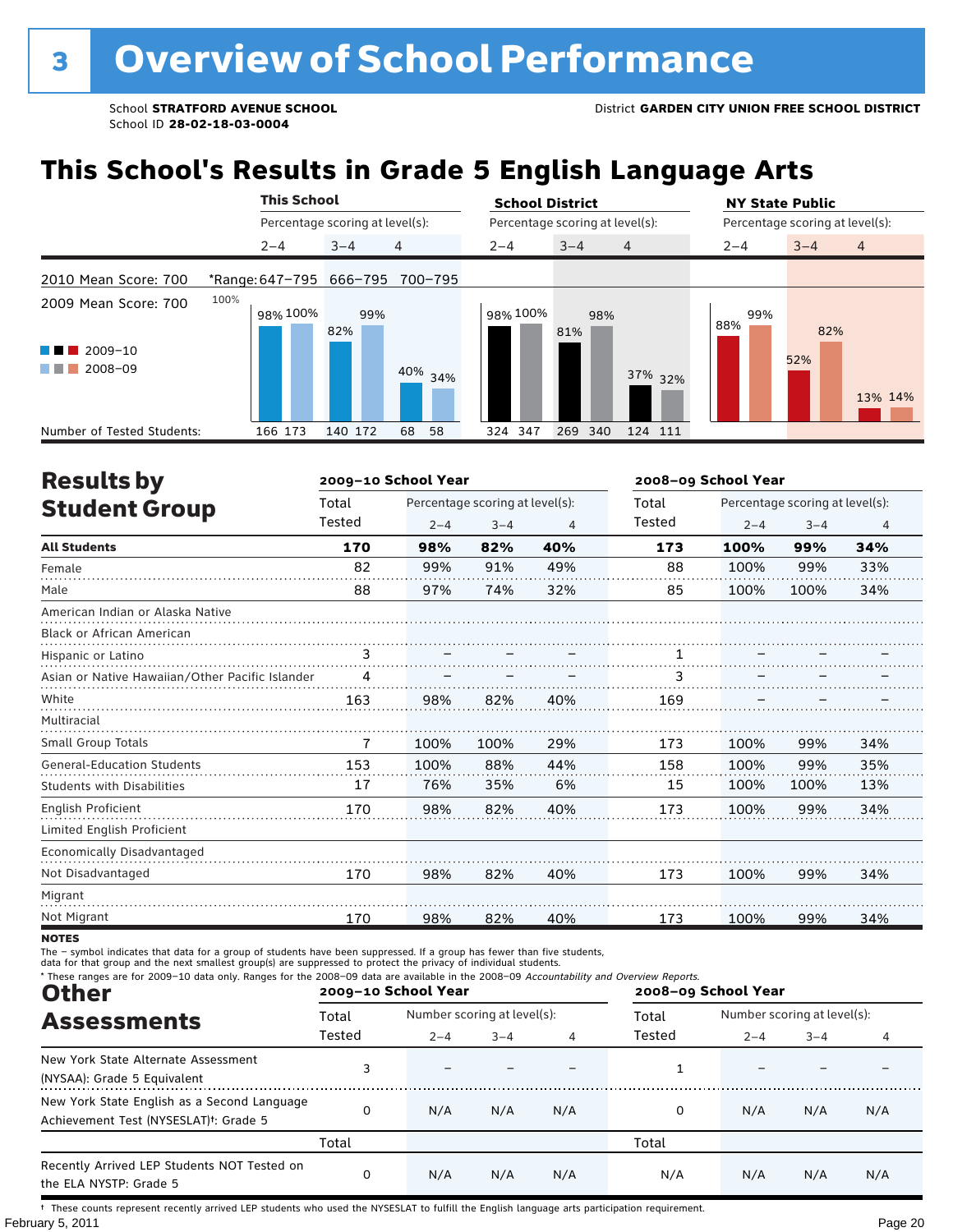# 3 Overview of School Performance

School **STRATFORD AVENUE SCHOOL**
School ID **28-02-18-03-0004**

District **GARDEN CITY UNION FREE SCHOOL DISTRICT**

## This School's Results in Grade 5 English Language Arts

| | This School | | | School District | | | NY State Public | | |
|---|---|---|---|---|---|---|---|---|---|
| Percentage scoring at level(s): | 2–4 | 3–4 | 4 | 2–4 | 3–4 | 4 | 2–4 | 3–4 | 4 |
| *Range: | 647–795 | 666–795 | 700–795 | | | | | | |
| 2009–10 | 98% | 82% | 40% | 98% | 81% | 37% | 88% | 52% | 13% |
| 2008–09 | 100% | 99% | 34% | 100% | 98% | 32% | 99% | 82% | 14% |
| Number of Tested Students: 2009–10 | 166 | 140 | 68 | 324 | 269 | 124 | | | |
| Number of Tested Students: 2008–09 | 173 | 172 | 58 | 347 | 340 | 111 | | | |

2010 Mean Score: 700
2009 Mean Score: 700

## Results by Student Group

| | 2009–10 School Year | | | | 2008–09 School Year | | | |
|---|---|---|---|---|---|---|---|---|
| | Total Tested | Percentage scoring at level(s): 2–4 | 3–4 | 4 | Total Tested | Percentage scoring at level(s): 2–4 | 3–4 | 4 |
| **All Students** | **170** | **98%** | **82%** | **40%** | **173** | **100%** | **99%** | **34%** |
| Female | 82 | 99% | 91% | 49% | 88 | 100% | 99% | 33% |
| Male | 88 | 97% | 74% | 32% | 85 | 100% | 100% | 34% |
| American Indian or Alaska Native | | | | | | | | |
| Black or African American | | | | | | | | |
| Hispanic or Latino | 3 | – | – | – | 1 | – | – | – |
| Asian or Native Hawaiian/Other Pacific Islander | 4 | – | – | – | 3 | – | – | – |
| White | 163 | 98% | 82% | 40% | 169 | – | – | – |
| Multiracial | | | | | | | | |
| Small Group Totals | 7 | 100% | 100% | 29% | 173 | 100% | 99% | 34% |
| General-Education Students | 153 | 100% | 88% | 44% | 158 | 100% | 99% | 35% |
| Students with Disabilities | 17 | 76% | 35% | 6% | 15 | 100% | 100% | 13% |
| English Proficient | 170 | 98% | 82% | 40% | 173 | 100% | 99% | 34% |
| Limited English Proficient | | | | | | | | |
| Economically Disadvantaged | | | | | | | | |
| Not Disadvantaged | 170 | 98% | 82% | 40% | 173 | 100% | 99% | 34% |
| Migrant | | | | | | | | |
| Not Migrant | 170 | 98% | 82% | 40% | 173 | 100% | 99% | 34% |

**NOTES**

The – symbol indicates that data for a group of students have been suppressed. If a group has fewer than five students, data for that group and the next smallest group(s) are suppressed to protect the privacy of individual students.

\* These ranges are for 2009–10 data only. Ranges for the 2008–09 data are available in the 2008–09 *Accountability and Overview Reports.*

## Other Assessments

| | 2009–10 School Year | | | | 2008–09 School Year | | | |
|---|---|---|---|---|---|---|---|---|
| | Total Tested | Number scoring at level(s): 2–4 | 3–4 | 4 | Total Tested | Number scoring at level(s): 2–4 | 3–4 | 4 |
| New York State Alternate Assessment (NYSAA): Grade 5 Equivalent | 3 | – | – | – | 1 | – | – | – |
| New York State English as a Second Language Achievement Test (NYSESLAT)†: Grade 5 | 0 | N/A | N/A | N/A | 0 | N/A | N/A | N/A |
| | Total | | | | Total | | | |
| Recently Arrived LEP Students NOT Tested on the ELA NYSTP: Grade 5 | 0 | N/A | N/A | N/A | N/A | N/A | N/A | N/A |

† These counts represent recently arrived LEP students who used the NYSESLAT to fulfill the English language arts participation requirement.

February 5, 2011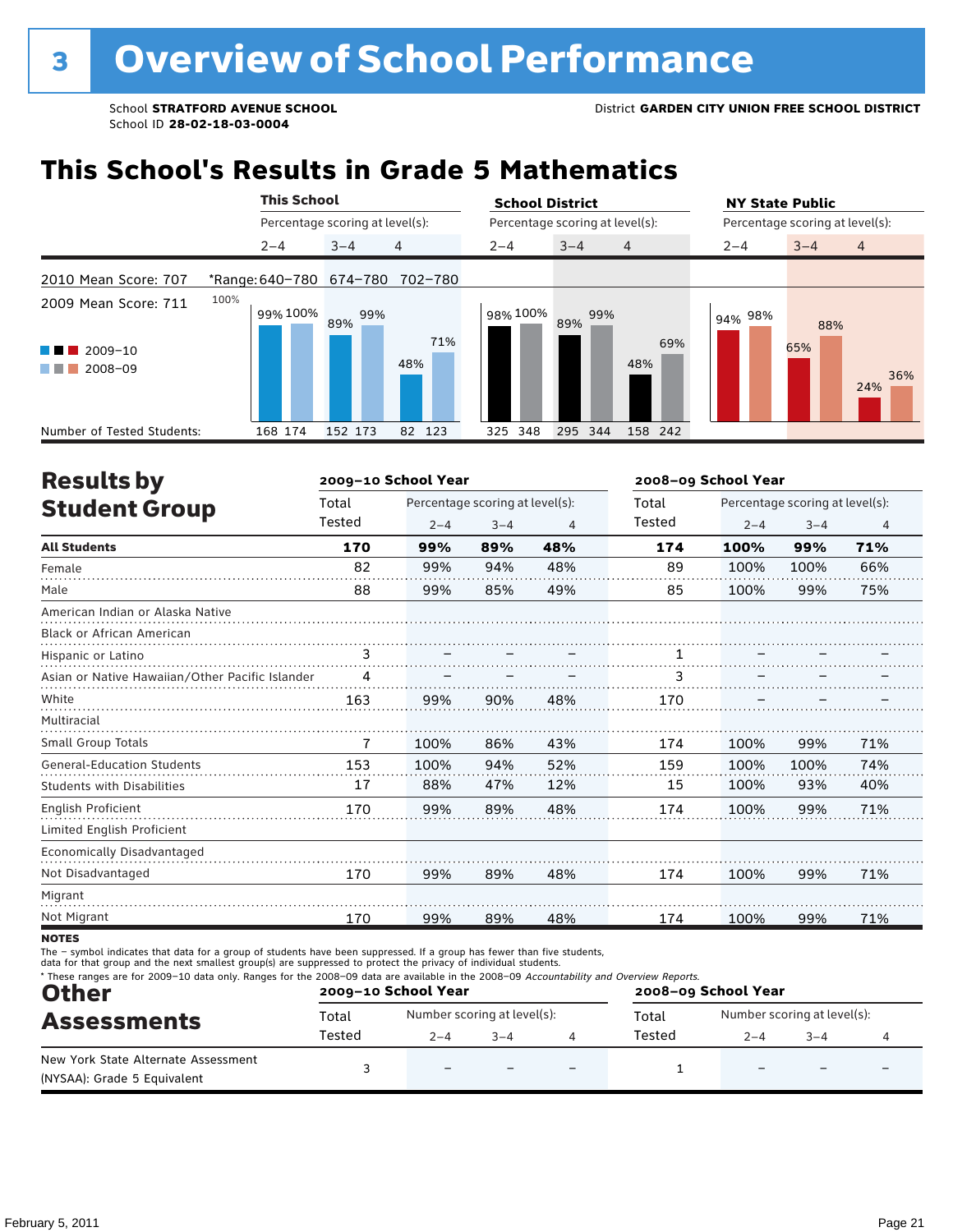# 3 Overview of School Performance

School **STRATFORD AVENUE SCHOOL**
School ID **28-02-18-03-0004**

District **GARDEN CITY UNION FREE SCHOOL DISTRICT**

## This School's Results in Grade 5 Mathematics

This School
Percentage scoring at level(s):
2–4 3–4 4

School District
Percentage scoring at level(s):
2–4 3–4 4

NY State Public
Percentage scoring at level(s):
2–4 3–4 4

2010 Mean Score: 707 *Range: 640–780 674–780 702–780

2009 Mean Score: 711

100%

2009–10
2008–09

This School: 99% 100% 89% 99% 48% 71%

School District: 98% 100% 89% 99% 48% 69%

NY State Public: 94% 98% 65% 88% 24% 36%

Number of Tested Students: 168 174 152 173 82 123 325 348 295 344 158 242

## Results by Student Group

| | 2009–10 School Year | | | | 2008–09 School Year | | | |
|---|---|---|---|---|---|---|---|---|
| | Total Tested | Percentage scoring at level(s): 2–4 | 3–4 | 4 | Total Tested | Percentage scoring at level(s): 2–4 | 3–4 | 4 |
| **All Students** | **170** | **99%** | **89%** | **48%** | **174** | **100%** | **99%** | **71%** |
| Female | 82 | 99% | 94% | 48% | 89 | 100% | 100% | 66% |
| Male | 88 | 99% | 85% | 49% | 85 | 100% | 99% | 75% |
| American Indian or Alaska Native | | | | | | | | |
| Black or African American | | | | | | | | |
| Hispanic or Latino | 3 | – | – | – | 1 | – | – | – |
| Asian or Native Hawaiian/Other Pacific Islander | 4 | – | – | – | 3 | – | – | – |
| White | 163 | 99% | 90% | 48% | 170 | – | – | – |
| Multiracial | | | | | | | | |
| Small Group Totals | 7 | 100% | 86% | 43% | 174 | 100% | 99% | 71% |
| General-Education Students | 153 | 100% | 94% | 52% | 159 | 100% | 100% | 74% |
| Students with Disabilities | 17 | 88% | 47% | 12% | 15 | 100% | 93% | 40% |
| English Proficient | 170 | 99% | 89% | 48% | 174 | 100% | 99% | 71% |
| Limited English Proficient | | | | | | | | |
| Economically Disadvantaged | | | | | | | | |
| Not Disadvantaged | 170 | 99% | 89% | 48% | 174 | 100% | 99% | 71% |
| Migrant | | | | | | | | |
| Not Migrant | 170 | 99% | 89% | 48% | 174 | 100% | 99% | 71% |

**NOTES**
The – symbol indicates that data for a group of students have been suppressed. If a group has fewer than five students, data for that group and the next smallest group(s) are suppressed to protect the privacy of individual students.
\* These ranges are for 2009–10 data only. Ranges for the 2008–09 data are available in the 2008–09 *Accountability and Overview Reports.*

## Other Assessments

| | 2009–10 School Year | | | | 2008–09 School Year | | | |
|---|---|---|---|---|---|---|---|---|
| | Total Tested | Number scoring at level(s): 2–4 | 3–4 | 4 | Total Tested | Number scoring at level(s): 2–4 | 3–4 | 4 |
| New York State Alternate Assessment (NYSAA): Grade 5 Equivalent | 3 | – | – | – | 1 | – | – | – |

February 5, 2011